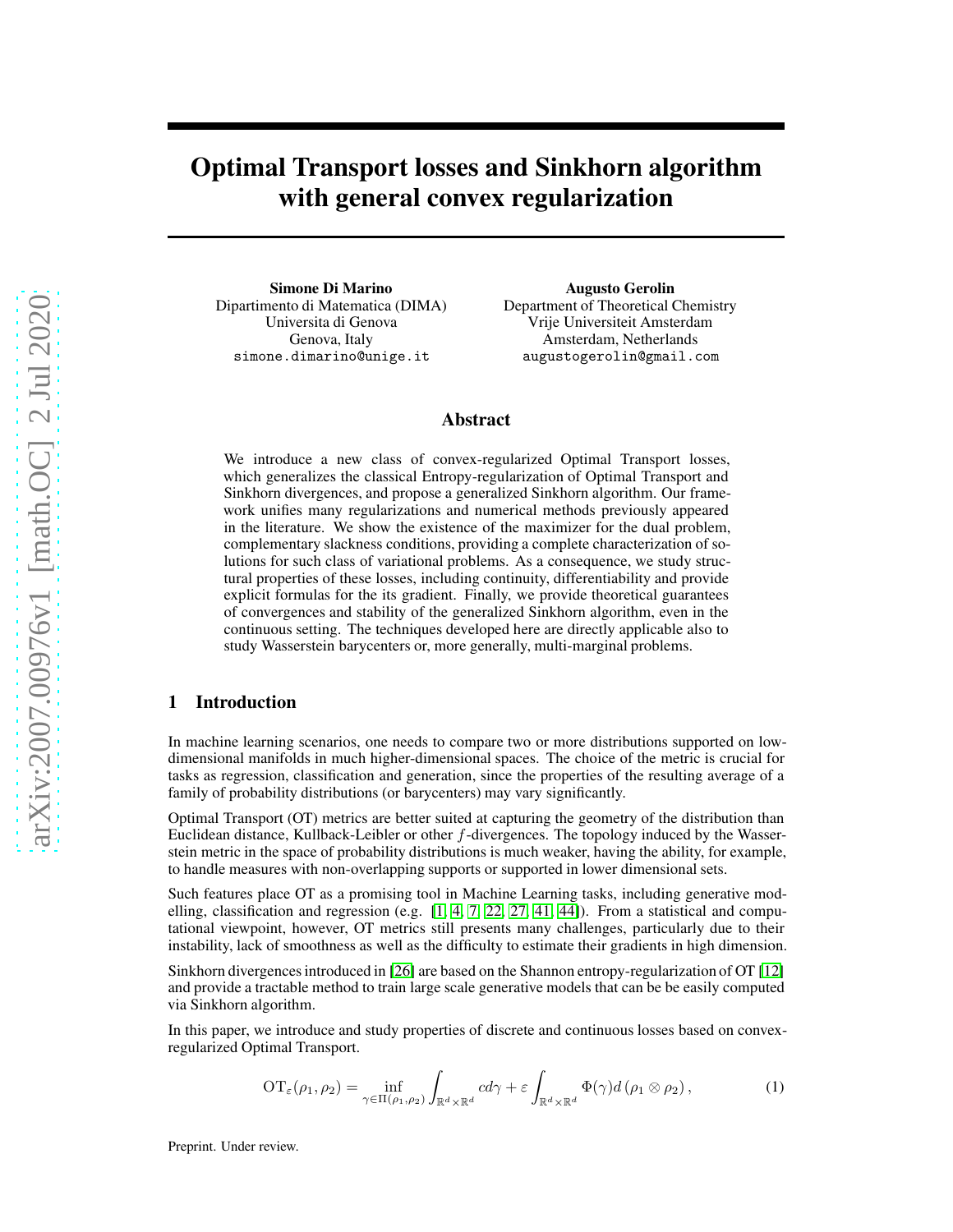# Optimal Transport losses and Sinkhorn algorithm with general convex regularization

**Simone Di Marino**
Dipartimento di Matematica (DIMA)
Universita di Genova
Genova, Italy
simone.dimarino@unige.it

**Augusto Gerolin**
Department of Theoretical Chemistry
Vrije Universiteit Amsterdam
Amsterdam, Netherlands
augustogerolin@gmail.com

## Abstract

We introduce a new class of convex-regularized Optimal Transport losses, which generalizes the classical Entropy-regularization of Optimal Transport and Sinkhorn divergences, and propose a generalized Sinkhorn algorithm. Our framework unifies many regularizations and numerical methods previously appeared in the literature. We show the existence of the maximizer for the dual problem, complementary slackness conditions, providing a complete characterization of solutions for such class of variational problems. As a consequence, we study structural properties of these losses, including continuity, differentiability and provide explicit formulas for the its gradient. Finally, we provide theoretical guarantees of convergences and stability of the generalized Sinkhorn algorithm, even in the continuous setting. The techniques developed here are directly applicable also to study Wasserstein barycenters or, more generally, multi-marginal problems.

## 1 Introduction

In machine learning scenarios, one needs to compare two or more distributions supported on low-dimensional manifolds in much higher-dimensional spaces. The choice of the metric is crucial for tasks as regression, classification and generation, since the properties of the resulting average of a family of probability distributions (or barycenters) may vary significantly.

Optimal Transport (OT) metrics are better suited at capturing the geometry of the distribution than Euclidean distance, Kullback-Leibler or other $f$-divergences. The topology induced by the Wasserstein metric in the space of probability distributions is much weaker, having the ability, for example, to handle measures with non-overlapping supports or supported in lower dimensional sets.

Such features place OT as a promising tool in Machine Learning tasks, including generative modelling, classification and regression (e.g. [1, 4, 7, 22, 27, 41, 44]). From a statistical and computational viewpoint, however, OT metrics still presents many challenges, particularly due to their instability, lack of smoothness as well as the difficulty to estimate their gradients in high dimension.

Sinkhorn divergences introduced in [26] are based on the Shannon entropy-regularization of OT [12] and provide a tractable method to train large scale generative models that can be be easily computed via Sinkhorn algorithm.

In this paper, we introduce and study properties of discrete and continuous losses based on convex-regularized Optimal Transport.

$$
\mathrm{OT}_\varepsilon(\rho_1,\rho_2) = \inf_{\gamma\in\Pi(\rho_1,\rho_2)} \int_{\mathbb{R}^d\times\mathbb{R}^d} c\,d\gamma + \varepsilon \int_{\mathbb{R}^d\times\mathbb{R}^d} \Phi(\gamma)\,d\left(\rho_1\otimes\rho_2\right), \tag{1}
$$

Preprint. Under review.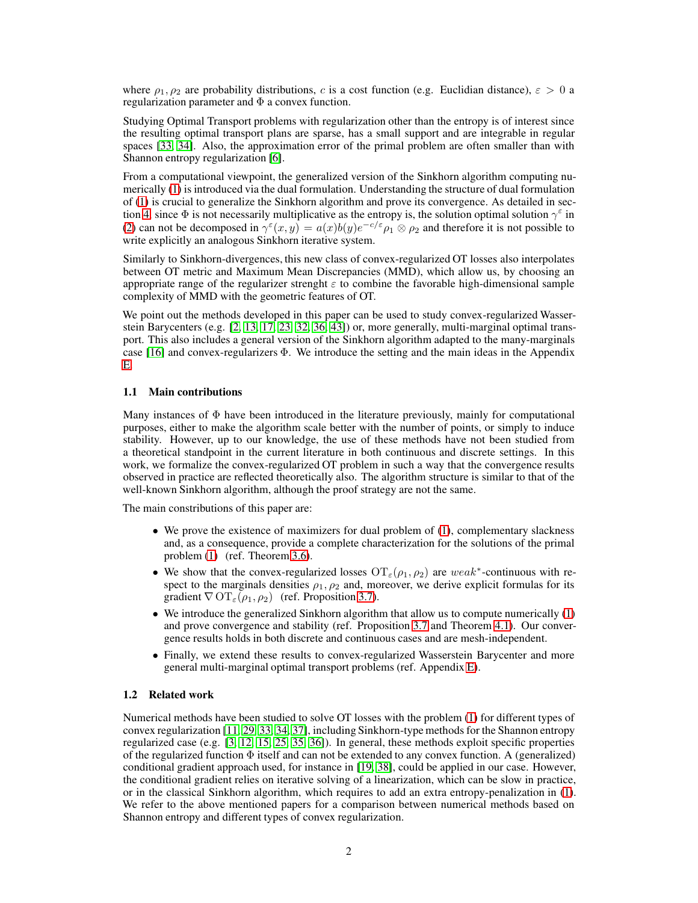where $\rho_1, \rho_2$ are probability distributions, $c$ is a cost function (e.g. Euclidian distance), $\varepsilon > 0$ a regularization parameter and $\Phi$ a convex function.

Studying Optimal Transport problems with regularization other than the entropy is of interest since the resulting optimal transport plans are sparse, has a small support and are integrable in regular spaces [33, 34]. Also, the approximation error of the primal problem are often smaller than with Shannon entropy regularization [6].

From a computational viewpoint, the generalized version of the Sinkhorn algorithm computing numerically (1) is introduced via the dual formulation. Understanding the structure of dual formulation of (1) is crucial to generalize the Sinkhorn algorithm and prove its convergence. As detailed in section 4, since $\Phi$ is not necessarily multiplicative as the entropy is, the solution optimal solution $\gamma^\varepsilon$ in (2) can not be decomposed in $\gamma^\varepsilon(x,y) = a(x)b(y)e^{-c/\varepsilon}\rho_1 \otimes \rho_2$ and therefore it is not possible to write explicitly an analogous Sinkhorn iterative system.

Similarly to Sinkhorn-divergences, this new class of convex-regularized OT losses also interpolates between OT metric and Maximum Mean Discrepancies (MMD), which allow us, by choosing an appropriate range of the regularizer strenght $\varepsilon$ to combine the favorable high-dimensional sample complexity of MMD with the geometric features of OT.

We point out the methods developed in this paper can be used to study convex-regularized Wasserstein Barycenters (e.g. [2, 13, 17, 23, 32, 36, 43]) or, more generally, multi-marginal optimal transport. This also includes a general version of the Sinkhorn algorithm adapted to the many-marginals case [16] and convex-regularizers $\Phi$. We introduce the setting and the main ideas in the Appendix E.

### 1.1 Main contributions

Many instances of $\Phi$ have been introduced in the literature previously, mainly for computational purposes, either to make the algorithm scale better with the number of points, or simply to induce stability. However, up to our knowledge, the use of these methods have not been studied from a theoretical standpoint in the current literature in both continuous and discrete settings. In this work, we formalize the convex-regularized OT problem in such a way that the convergence results observed in practice are reflected theoretically also. The algorithm structure is similar to that of the well-known Sinkhorn algorithm, although the proof strategy are not the same.

The main constributions of this paper are:

- We prove the existence of maximizers for dual problem of (1), complementary slackness and, as a consequence, provide a complete characterization for the solutions of the primal problem (1) (ref. Theorem 3.6).
- We show that the convex-regularized losses $\mathrm{OT}_\varepsilon(\rho_1, \rho_2)$ are $weak^*$-continuous with respect to the marginals densities $\rho_1, \rho_2$ and, moreover, we derive explicit formulas for its gradient $\nabla\,\mathrm{OT}_\varepsilon(\rho_1, \rho_2)$ (ref. Proposition 3.7).
- We introduce the generalized Sinkhorn algorithm that allow us to compute numerically (1) and prove convergence and stability (ref. Proposition 3.7 and Theorem 4.1). Our convergence results holds in both discrete and continuous cases and are mesh-independent.
- Finally, we extend these results to convex-regularized Wasserstein Barycenter and more general multi-marginal optimal transport problems (ref. Appendix E).

### 1.2 Related work

Numerical methods have been studied to solve OT losses with the problem (1) for different types of convex regularization [11, 29, 33, 34, 37], including Sinkhorn-type methods for the Shannon entropy regularized case (e.g. [3, 12, 15, 25, 35, 36]). In general, these methods exploit specific properties of the regularized function $\Phi$ itself and can not be extended to any convex function. A (generalized) conditional gradient approach used, for instance in [19, 38], could be applied in our case. However, the conditional gradient relies on iterative solving of a linearization, which can be slow in practice, or in the classical Sinkhorn algorithm, which requires to add an extra entropy-penalization in (1). We refer to the above mentioned papers for a comparison between numerical methods based on Shannon entropy and different types of convex regularization.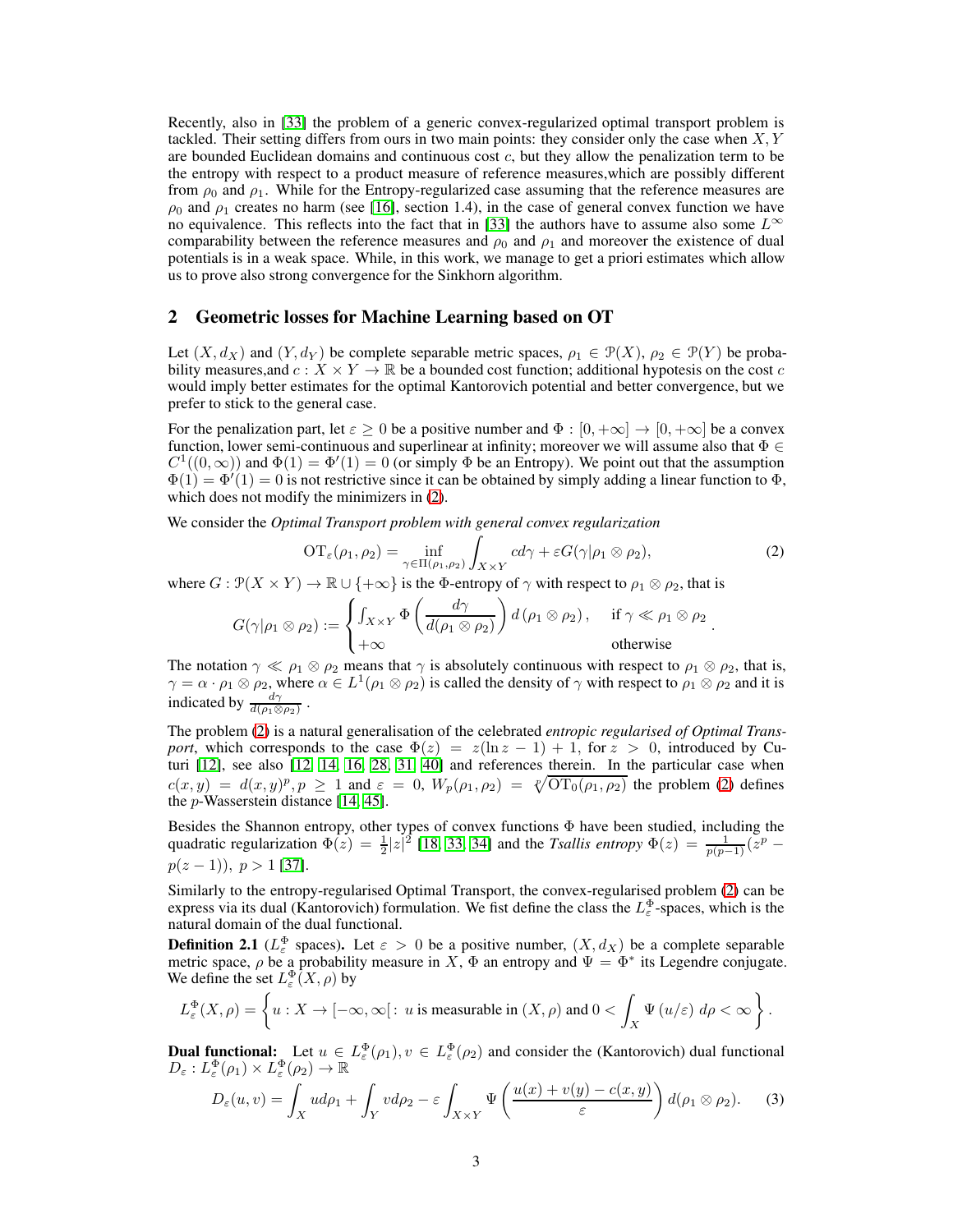Recently, also in [33] the problem of a generic convex-regularized optimal transport problem is tackled. Their setting differs from ours in two main points: they consider only the case when $X, Y$ are bounded Euclidean domains and continuous cost $c$, but they allow the penalization term to be the entropy with respect to a product measure of reference measures,which are possibly different from $\rho_0$ and $\rho_1$. While for the Entropy-regularized case assuming that the reference measures are $\rho_0$ and $\rho_1$ creates no harm (see [16], section 1.4), in the case of general convex function we have no equivalence. This reflects into the fact that in [33] the authors have to assume also some $L^\infty$ comparability between the reference measures and $\rho_0$ and $\rho_1$ and moreover the existence of dual potentials is in a weak space. While, in this work, we manage to get a priori estimates which allow us to prove also strong convergence for the Sinkhorn algorithm.

## 2 Geometric losses for Machine Learning based on OT

Let $(X, d_X)$ and $(Y, d_Y)$ be complete separable metric spaces, $\rho_1 \in \mathcal{P}(X)$, $\rho_2 \in \mathcal{P}(Y)$ be probability measures,and $c : X \times Y \to \mathbb{R}$ be a bounded cost function; additional hypotesis on the cost $c$ would imply better estimates for the optimal Kantorovich potential and better convergence, but we prefer to stick to the general case.

For the penalization part, let $\varepsilon \geq 0$ be a positive number and $\Phi : [0, +\infty] \to [0, +\infty]$ be a convex function, lower semi-continuous and superlinear at infinity; moreover we will assume also that $\Phi \in C^1((0, \infty))$ and $\Phi(1) = \Phi'(1) = 0$ (or simply $\Phi$ be an Entropy). We point out that the assumption $\Phi(1) = \Phi'(1) = 0$ is not restrictive since it can be obtained by simply adding a linear function to $\Phi$, which does not modify the minimizers in (2).

We consider the *Optimal Transport problem with general convex regularization*

$$
\mathrm{OT}_\varepsilon(\rho_1, \rho_2) = \inf_{\gamma \in \Pi(\rho_1, \rho_2)} \int_{X \times Y} c d\gamma + \varepsilon G(\gamma | \rho_1 \otimes \rho_2), \tag{2}
$$

where $G : \mathcal{P}(X \times Y) \to \mathbb{R} \cup \{+\infty\}$ is the $\Phi$-entropy of $\gamma$ with respect to $\rho_1 \otimes \rho_2$, that is

$$
G(\gamma | \rho_1 \otimes \rho_2) := \begin{cases} \int_{X \times Y} \Phi \left( \frac{d\gamma}{d(\rho_1 \otimes \rho_2)} \right) d\left(\rho_1 \otimes \rho_2\right), & \text{if } \gamma \ll \rho_1 \otimes \rho_2 \\ +\infty & \text{otherwise} \end{cases}.
$$

The notation $\gamma \ll \rho_1 \otimes \rho_2$ means that $\gamma$ is absolutely continuous with respect to $\rho_1 \otimes \rho_2$, that is, $\gamma = \alpha \cdot \rho_1 \otimes \rho_2$, where $\alpha \in L^1(\rho_1 \otimes \rho_2)$ is called the density of $\gamma$ with respect to $\rho_1 \otimes \rho_2$ and it is indicated by $\frac{d\gamma}{d(\rho_1 \otimes \rho_2)}$ .

The problem (2) is a natural generalisation of the celebrated *entropic regularised of Optimal Transport*, which corresponds to the case $\Phi(z) = z(\ln z - 1) + 1$, for $z > 0$, introduced by Cuturi [12], see also [12, 14, 16, 28, 31, 40] and references therein. In the particular case when $c(x, y) = d(x, y)^p, p \geq 1$ and $\varepsilon = 0$, $W_p(\rho_1, \rho_2) = \sqrt[p]{\mathrm{OT}_0(\rho_1, \rho_2)}$ the problem (2) defines the $p$-Wasserstein distance [14, 45].

Besides the Shannon entropy, other types of convex functions $\Phi$ have been studied, including the quadratic regularization $\Phi(z) = \frac{1}{2}|z|^2$ [18, 33, 34] and the *Tsallis entropy* $\Phi(z) = \frac{1}{p(p-1)}(z^p - p(z-1)),\ p > 1$ [37].

Similarly to the entropy-regularised Optimal Transport, the convex-regularised problem (2) can be express via its dual (Kantorovich) formulation. We fist define the class the $L^\Phi_\varepsilon$-spaces, which is the natural domain of the dual functional.

**Definition 2.1** ($L^\Phi_\varepsilon$ spaces)**.** Let $\varepsilon > 0$ be a positive number, $(X, d_X)$ be a complete separable metric space, $\rho$ be a probability measure in $X$, $\Phi$ an entropy and $\Psi = \Phi^*$ its Legendre conjugate. We define the set $L^\Phi_\varepsilon(X, \rho)$ by

$$
L^\Phi_\varepsilon(X, \rho) = \left\{ u : X \to [-\infty, \infty[ :\ u \text{ is measurable in } (X, \rho) \text{ and } 0 < \int_X \Psi\left(u/\varepsilon\right)\, d\rho < \infty \right\}.
$$

**Dual functional:** Let $u \in L^\Phi_\varepsilon(\rho_1), v \in L^\Phi_\varepsilon(\rho_2)$ and consider the (Kantorovich) dual functional $D_\varepsilon : L^\Phi_\varepsilon(\rho_1) \times L^\Phi_\varepsilon(\rho_2) \to \mathbb{R}$

$$
D_\varepsilon(u, v) = \int_X u d\rho_1 + \int_Y v d\rho_2 - \varepsilon \int_{X \times Y} \Psi \left( \frac{u(x) + v(y) - c(x, y)}{\varepsilon} \right) d(\rho_1 \otimes \rho_2). \tag{3}
$$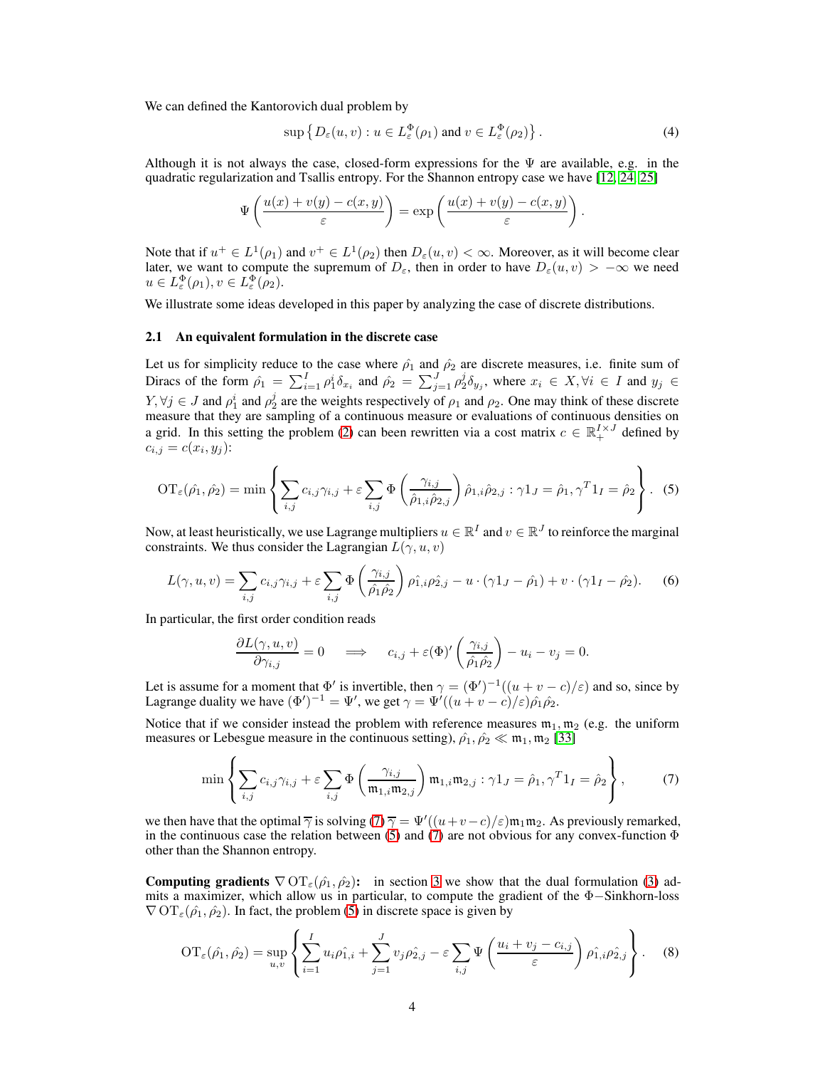We can defined the Kantorovich dual problem by

$$\sup\left\{D_\varepsilon(u,v) : u \in L^\Phi_\varepsilon(\rho_1) \text{ and } v \in L^\Phi_\varepsilon(\rho_2)\right\}. \tag{4}$$

Although it is not always the case, closed-form expressions for the $\Psi$ are available, e.g. in the quadratic regularization and Tsallis entropy. For the Shannon entropy case we have [12, 24, 25]

$$\Psi\left(\frac{u(x)+v(y)-c(x,y)}{\varepsilon}\right) = \exp\left(\frac{u(x)+v(y)-c(x,y)}{\varepsilon}\right).$$

Note that if $u^+ \in L^1(\rho_1)$ and $v^+ \in L^1(\rho_2)$ then $D_\varepsilon(u,v) < \infty$. Moreover, as it will become clear later, we want to compute the supremum of $D_\varepsilon$, then in order to have $D_\varepsilon(u,v) > -\infty$ we need $u \in L^\Phi_\varepsilon(\rho_1), v \in L^\Phi_\varepsilon(\rho_2)$.

We illustrate some ideas developed in this paper by analyzing the case of discrete distributions.

### 2.1 An equivalent formulation in the discrete case

Let us for simplicity reduce to the case where $\hat{\rho_1}$ and $\hat{\rho_2}$ are discrete measures, i.e. finite sum of Diracs of the form $\hat{\rho_1} = \sum_{i=1}^I \rho_1^i \delta_{x_i}$ and $\hat{\rho_2} = \sum_{j=1}^J \rho_2^j \delta_{y_j}$, where $x_i \in X, \forall i \in I$ and $y_j \in Y, \forall j \in J$ and $\rho_1^i$ and $\rho_2^j$ are the weights respectively of $\rho_1$ and $\rho_2$. One may think of these discrete measure that they are sampling of a continuous measure or evaluations of continuous densities on a grid. In this setting the problem (2) can been rewritten via a cost matrix $c \in \mathbb{R}^{I\times J}_+$ defined by $c_{i,j} = c(x_i, y_j)$:

$$\mathrm{OT}_\varepsilon(\hat{\rho_1},\hat{\rho_2}) = \min\left\{\sum_{i,j} c_{i,j}\gamma_{i,j} + \varepsilon\sum_{i,j}\Phi\left(\frac{\gamma_{i,j}}{\hat{\rho}_{1,i}\hat{\rho}_{2,j}}\right)\hat{\rho}_{1,i}\hat{\rho}_{2,j} : \gamma 1_J = \hat{\rho}_1, \gamma^T 1_I = \hat{\rho}_2\right\}. \tag{5}$$

Now, at least heuristically, we use Lagrange multipliers $u \in \mathbb{R}^I$ and $v \in \mathbb{R}^J$ to reinforce the marginal constraints. We thus consider the Lagrangian $L(\gamma, u, v)$

$$L(\gamma,u,v) = \sum_{i,j} c_{i,j}\gamma_{i,j} + \varepsilon\sum_{i,j}\Phi\left(\frac{\gamma_{i,j}}{\hat{\rho_1}\hat{\rho_2}}\right)\hat{\rho_{1,i}}\hat{\rho_{2,j}} - u\cdot(\gamma 1_J - \hat{\rho_1}) + v\cdot(\gamma 1_I - \hat{\rho_2}). \tag{6}$$

In particular, the first order condition reads

$$\frac{\partial L(\gamma,u,v)}{\partial \gamma_{i,j}} = 0 \quad \implies \quad c_{i,j} + \varepsilon(\Phi)'\left(\frac{\gamma_{i,j}}{\hat{\rho_1}\hat{\rho_2}}\right) - u_i - v_j = 0.$$

Let is assume for a moment that $\Phi'$ is invertible, then $\gamma = (\Phi')^{-1}((u+v-c)/\varepsilon)$ and so, since by Lagrange duality we have $(\Phi')^{-1} = \Psi'$, we get $\gamma = \Psi'((u+v-c)/\varepsilon)\hat{\rho_1}\hat{\rho_2}$.

Notice that if we consider instead the problem with reference measures $\mathfrak{m}_1, \mathfrak{m}_2$ (e.g. the uniform measures or Lebesgue measure in the continuous setting), $\hat{\rho_1}, \hat{\rho_2} \ll \mathfrak{m}_1, \mathfrak{m}_2$ [33]

$$\min\left\{\sum_{i,j} c_{i,j}\gamma_{i,j} + \varepsilon\sum_{i,j}\Phi\left(\frac{\gamma_{i,j}}{\mathfrak{m}_{1,i}\mathfrak{m}_{2,j}}\right)\mathfrak{m}_{1,i}\mathfrak{m}_{2,j} : \gamma 1_J = \hat{\rho_1}, \gamma^T 1_I = \hat{\rho_2}\right\}, \tag{7}$$

we then have that the optimal $\overline{\gamma}$ is solving (7) $\overline{\gamma} = \Psi'((u+v-c)/\varepsilon)\mathfrak{m}_1\mathfrak{m}_2$. As previously remarked, in the continuous case the relation between (5) and (7) are not obvious for any convex-function $\Phi$ other than the Shannon entropy.

**Computing gradients $\nabla \mathrm{OT}_\varepsilon(\hat{\rho_1},\hat{\rho_2})$:** in section 3 we show that the dual formulation (3) admits a maximizer, which allow us in particular, to compute the gradient of the $\Phi-$Sinkhorn-loss $\nabla \mathrm{OT}_\varepsilon(\hat{\rho_1},\hat{\rho_2})$. In fact, the problem (5) in discrete space is given by

$$\mathrm{OT}_\varepsilon(\hat{\rho_1},\hat{\rho_2}) = \sup_{u,v}\left\{\sum_{i=1}^I u_i\hat{\rho_{1,i}} + \sum_{j=1}^J v_j\hat{\rho_{2,j}} - \varepsilon\sum_{i,j}\Psi\left(\frac{u_i+v_j-c_{i,j}}{\varepsilon}\right)\hat{\rho_{1,i}}\hat{\rho_{2,j}}\right\}. \tag{8}$$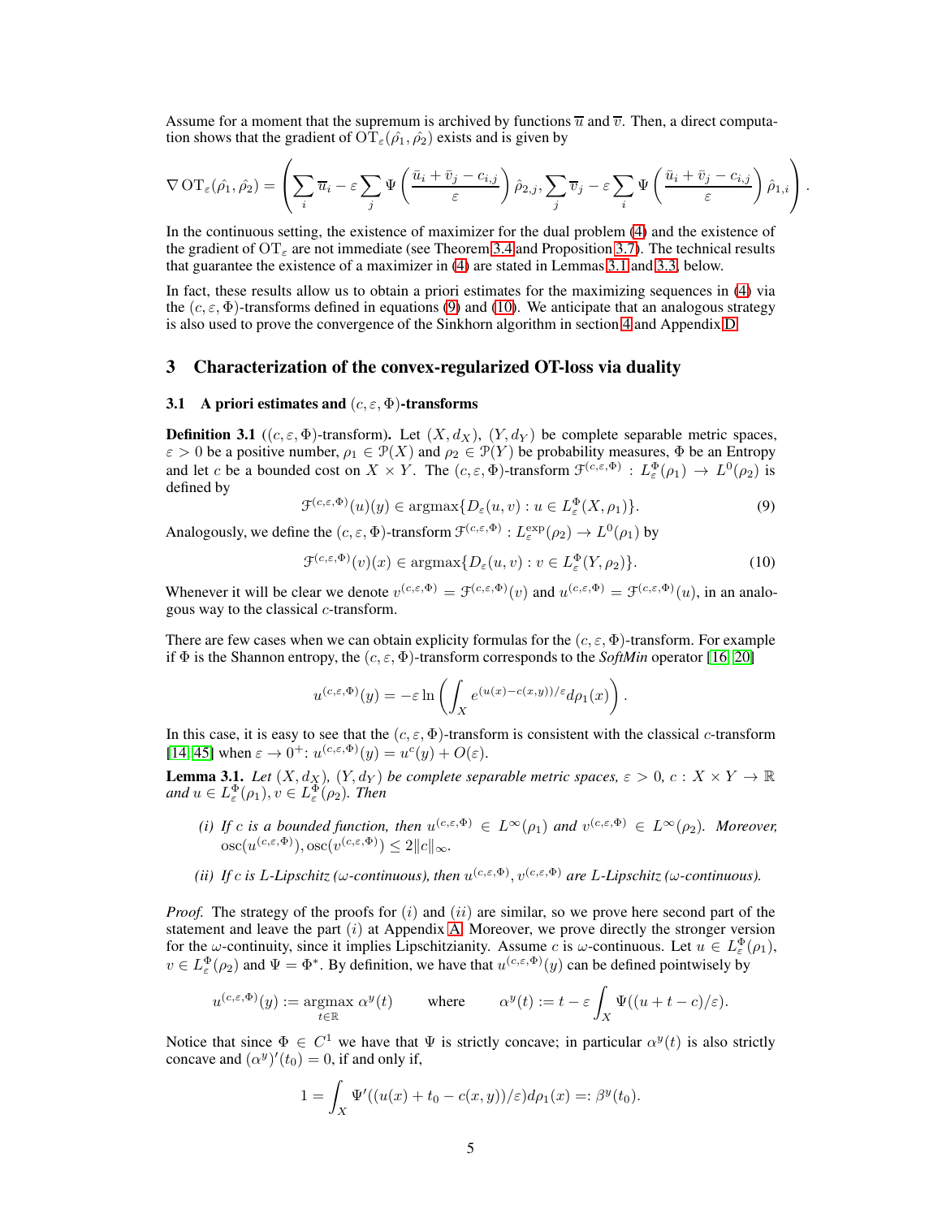Assume for a moment that the supremum is archived by functions $\overline{u}$ and $\overline{v}$. Then, a direct computation shows that the gradient of $\mathrm{OT}_\varepsilon(\hat{\rho}_1, \hat{\rho}_2)$ exists and is given by

$$
\nabla \mathrm{OT}_\varepsilon(\hat{\rho}_1, \hat{\rho}_2) = \left( \sum_i \overline{u}_i - \varepsilon \sum_j \Psi\left(\frac{\bar{u}_i + \bar{v}_j - c_{i,j}}{\varepsilon}\right) \hat{\rho}_{2,j}, \sum_j \overline{v}_j - \varepsilon \sum_i \Psi\left(\frac{\bar{u}_i + \bar{v}_j - c_{i,j}}{\varepsilon}\right) \hat{\rho}_{1,i} \right).
$$

In the continuous setting, the existence of maximizer for the dual problem (4) and the existence of the gradient of $\mathrm{OT}_\varepsilon$ are not immediate (see Theorem 3.4 and Proposition 3.7). The technical results that guarantee the existence of a maximizer in (4) are stated in Lemmas 3.1 and 3.3, below.

In fact, these results allow us to obtain a priori estimates for the maximizing sequences in (4) via the $(c, \varepsilon, \Phi)$-transforms defined in equations (9) and (10). We anticipate that an analogous strategy is also used to prove the convergence of the Sinkhorn algorithm in section 4 and Appendix D.

## 3 Characterization of the convex-regularized OT-loss via duality

### 3.1 A priori estimates and $(c, \varepsilon, \Phi)$-transforms

**Definition 3.1** ($(c, \varepsilon, \Phi)$-transform)**.** Let $(X, d_X)$, $(Y, d_Y)$ be complete separable metric spaces, $\varepsilon > 0$ be a positive number, $\rho_1 \in \mathcal{P}(X)$ and $\rho_2 \in \mathcal{P}(Y)$ be probability measures, $\Phi$ be an Entropy and let $c$ be a bounded cost on $X \times Y$. The $(c, \varepsilon, \Phi)$-transform $\mathcal{F}^{(c,\varepsilon,\Phi)} : L^\Phi_\varepsilon(\rho_1) \to L^0(\rho_2)$ is defined by

$$
\mathcal{F}^{(c,\varepsilon,\Phi)}(u)(y) \in \operatorname{argmax}\{D_\varepsilon(u, v) : u \in L^\Phi_\varepsilon(X, \rho_1)\}. \tag{9}
$$

Analogously, we define the $(c, \varepsilon, \Phi)$-transform $\mathcal{F}^{(c,\varepsilon,\Phi)} : L^{\exp}_\varepsilon(\rho_2) \to L^0(\rho_1)$ by

$$
\mathcal{F}^{(c,\varepsilon,\Phi)}(v)(x) \in \operatorname{argmax}\{D_\varepsilon(u, v) : v \in L^\Phi_\varepsilon(Y, \rho_2)\}. \tag{10}
$$

Whenever it will be clear we denote $v^{(c,\varepsilon,\Phi)} = \mathcal{F}^{(c,\varepsilon,\Phi)}(v)$ and $u^{(c,\varepsilon,\Phi)} = \mathcal{F}^{(c,\varepsilon,\Phi)}(u)$, in an analogous way to the classical $c$-transform.

There are few cases when we can obtain explicity formulas for the $(c, \varepsilon, \Phi)$-transform. For example if $\Phi$ is the Shannon entropy, the $(c, \varepsilon, \Phi)$-transform corresponds to the *SoftMin* operator [16, 20]

$$
u^{(c,\varepsilon,\Phi)}(y) = -\varepsilon \ln\left( \int_X e^{(u(x) - c(x,y))/\varepsilon} d\rho_1(x) \right).
$$

In this case, it is easy to see that the $(c, \varepsilon, \Phi)$-transform is consistent with the classical $c$-transform [14, 45] when $\varepsilon \to 0^+$: $u^{(c,\varepsilon,\Phi)}(y) = u^c(y) + O(\varepsilon)$.

**Lemma 3.1.** *Let $(X, d_X)$, $(Y, d_Y)$ be complete separable metric spaces, $\varepsilon > 0$, $c : X \times Y \to \mathbb{R}$ and $u \in L^\Phi_\varepsilon(\rho_1), v \in L^\Phi_\varepsilon(\rho_2)$. Then*

- *(i) If $c$ is a bounded function, then $u^{(c,\varepsilon,\Phi)} \in L^\infty(\rho_1)$ and $v^{(c,\varepsilon,\Phi)} \in L^\infty(\rho_2)$. Moreover, $\operatorname{osc}(u^{(c,\varepsilon,\Phi)}), \operatorname{osc}(v^{(c,\varepsilon,\Phi)}) \leq 2\|c\|_\infty$.*
- *(ii) If $c$ is $L$-Lipschitz ($\omega$-continuous), then $u^{(c,\varepsilon,\Phi)}, v^{(c,\varepsilon,\Phi)}$ are $L$-Lipschitz ($\omega$-continuous).*

*Proof.* The strategy of the proofs for $(i)$ and $(ii)$ are similar, so we prove here second part of the statement and leave the part $(i)$ at Appendix A. Moreover, we prove directly the stronger version for the $\omega$-continuity, since it implies Lipschitzianity. Assume $c$ is $\omega$-continuous. Let $u \in L^\Phi_\varepsilon(\rho_1)$, $v \in L^\Phi_\varepsilon(\rho_2)$ and $\Psi = \Phi^*$. By definition, we have that $u^{(c,\varepsilon,\Phi)}(y)$ can be defined pointwisely by

$$
u^{(c,\varepsilon,\Phi)}(y) := \operatorname*{argmax}_{t \in \mathbb{R}} \alpha^y(t) \qquad \text{where} \qquad \alpha^y(t) := t - \varepsilon \int_X \Psi((u + t - c)/\varepsilon).
$$

Notice that since $\Phi \in C^1$ we have that $\Psi$ is strictly concave; in particular $\alpha^y(t)$ is also strictly concave and $(\alpha^y)'(t_0) = 0$, if and only if,

$$
1 = \int_X \Psi'((u(x) + t_0 - c(x, y))/\varepsilon) d\rho_1(x) =: \beta^y(t_0).
$$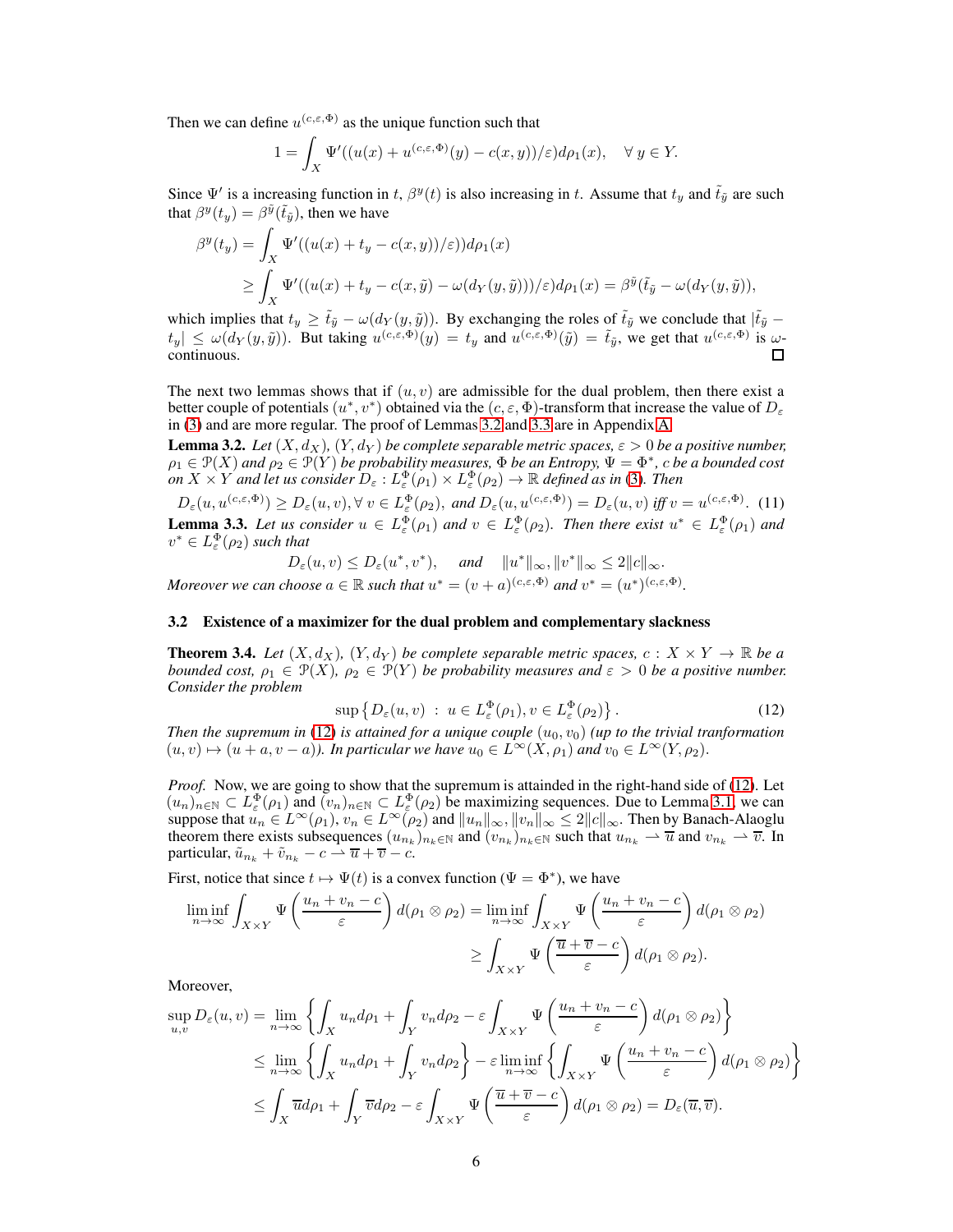Then we can define $u^{(c,\varepsilon,\Phi)}$ as the unique function such that

$$1 = \int_X \Psi'((u(x) + u^{(c,\varepsilon,\Phi)}(y) - c(x,y))/\varepsilon)d\rho_1(x), \quad \forall\, y \in Y.$$

Since $\Psi'$ is a increasing function in $t$, $\beta^y(t)$ is also increasing in $t$. Assume that $t_y$ and $\tilde{t}_{\tilde{y}}$ are such that $\beta^y(t_y) = \beta^{\tilde{y}}(\tilde{t}_{\tilde{y}})$, then we have

$$\begin{aligned}\beta^y(t_y) &= \int_X \Psi'((u(x) + t_y - c(x,y))/\varepsilon))d\rho_1(x) \\ &\geq \int_X \Psi'((u(x) + t_y - c(x,\tilde{y}) - \omega(d_Y(y,\tilde{y})))/\varepsilon)d\rho_1(x) = \beta^{\tilde{y}}(\tilde{t}_{\tilde{y}} - \omega(d_Y(y,\tilde{y})),\end{aligned}$$

which implies that $t_y \geq \tilde{t}_{\tilde{y}} - \omega(d_Y(y,\tilde{y}))$. By exchanging the roles of $\tilde{t}_{\tilde{y}}$ we conclude that $|\tilde{t}_{\tilde{y}} - t_y| \leq \omega(d_Y(y,\tilde{y}))$. But taking $u^{(c,\varepsilon,\Phi)}(y) = t_y$ and $u^{(c,\varepsilon,\Phi)}(\tilde{y}) = \tilde{t}_{\tilde{y}}$, we get that $u^{(c,\varepsilon,\Phi)}$ is $\omega$-continuous. □

The next two lemmas shows that if $(u, v)$ are admissible for the dual problem, then there exist a better couple of potentials $(u^*, v^*)$ obtained via the $(c, \varepsilon, \Phi)$-transform that increase the value of $D_\varepsilon$ in (3) and are more regular. The proof of Lemmas 3.2 and 3.3 are in Appendix A.

**Lemma 3.2.** *Let $(X, d_X)$, $(Y, d_Y)$ be complete separable metric spaces, $\varepsilon > 0$ be a positive number, $\rho_1 \in \mathcal{P}(X)$ and $\rho_2 \in \mathcal{P}(Y)$ be probability measures, $\Phi$ be an Entropy, $\Psi = \Phi^*$, $c$ be a bounded cost on $X \times Y$ and let us consider $D_\varepsilon : L^\Phi_\varepsilon(\rho_1) \times L^\Phi_\varepsilon(\rho_2) \to \mathbb{R}$ defined as in (3). Then*

$$D_\varepsilon(u, u^{(c,\varepsilon,\Phi)}) \geq D_\varepsilon(u, v), \forall\, v \in L^\Phi_\varepsilon(\rho_2), \text{ and } D_\varepsilon(u, u^{(c,\varepsilon,\Phi)}) = D_\varepsilon(u, v) \text{ iff } v = u^{(c,\varepsilon,\Phi)}. \quad (11)$$

**Lemma 3.3.** *Let us consider $u \in L^\Phi_\varepsilon(\rho_1)$ and $v \in L^\Phi_\varepsilon(\rho_2)$. Then there exist $u^* \in L^\Phi_\varepsilon(\rho_1)$ and $v^* \in L^\Phi_\varepsilon(\rho_2)$ such that*

$$D_\varepsilon(u, v) \leq D_\varepsilon(u^*, v^*), \quad \text{ and } \quad \|u^*\|_\infty, \|v^*\|_\infty \leq 2\|c\|_\infty.$$

*Moreover we can choose $a \in \mathbb{R}$ such that $u^* = (v + a)^{(c,\varepsilon,\Phi)}$ and $v^* = (u^*)^{(c,\varepsilon,\Phi)}$.*

### 3.2 Existence of a maximizer for the dual problem and complementary slackness

**Theorem 3.4.** *Let $(X, d_X)$, $(Y, d_Y)$ be complete separable metric spaces, $c : X \times Y \to \mathbb{R}$ be a bounded cost, $\rho_1 \in \mathcal{P}(X)$, $\rho_2 \in \mathcal{P}(Y)$ be probability measures and $\varepsilon > 0$ be a positive number. Consider the problem*

$$\sup \left\{ D_\varepsilon(u, v) \; : \; u \in L^\Phi_\varepsilon(\rho_1), v \in L^\Phi_\varepsilon(\rho_2) \right\}. \quad (12)$$

*Then the supremum in (12) is attained for a unique couple $(u_0, v_0)$ (up to the trivial tranformation $(u, v) \mapsto (u + a, v - a)$). In particular we have $u_0 \in L^\infty(X, \rho_1)$ and $v_0 \in L^\infty(Y, \rho_2)$.*

*Proof.* Now, we are going to show that the supremum is attainded in the right-hand side of (12). Let $(u_n)_{n\in\mathbb{N}} \subset L^\Phi_\varepsilon(\rho_1)$ and $(v_n)_{n\in\mathbb{N}} \subset L^\Phi_\varepsilon(\rho_2)$ be maximizing sequences. Due to Lemma 3.1, we can suppose that $u_n \in L^\infty(\rho_1)$, $v_n \in L^\infty(\rho_2)$ and $\|u_n\|_\infty, \|v_n\|_\infty \leq 2\|c\|_\infty$. Then by Banach-Alaoglu theorem there exists subsequences $(u_{n_k})_{n_k\in\mathbb{N}}$ and $(v_{n_k})_{n_k\in\mathbb{N}}$ such that $u_{n_k} \rightharpoonup \overline{u}$ and $v_{n_k} \rightharpoonup \overline{v}$. In particular, $\tilde{u}_{n_k} + \tilde{v}_{n_k} - c \rightharpoonup \overline{u} + \overline{v} - c$.

First, notice that since $t \mapsto \Psi(t)$ is a convex function ($\Psi = \Phi^*$), we have

$$\begin{aligned}\liminf_{n\to\infty} \int_{X\times Y} \Psi\left(\frac{u_n + v_n - c}{\varepsilon}\right) d(\rho_1 \otimes \rho_2) &= \liminf_{n\to\infty} \int_{X\times Y} \Psi\left(\frac{u_n + v_n - c}{\varepsilon}\right) d(\rho_1 \otimes \rho_2) \\ &\geq \int_{X\times Y} \Psi\left(\frac{\overline{u} + \overline{v} - c}{\varepsilon}\right) d(\rho_1 \otimes \rho_2).\end{aligned}$$

Moreover,

$$\begin{aligned}\sup_{u,v} D_\varepsilon(u, v) &= \lim_{n\to\infty} \left\{ \int_X u_n d\rho_1 + \int_Y v_n d\rho_2 - \varepsilon \int_{X\times Y} \Psi\left(\frac{u_n + v_n - c}{\varepsilon}\right) d(\rho_1 \otimes \rho_2) \right\} \\ &\leq \lim_{n\to\infty} \left\{ \int_X u_n d\rho_1 + \int_Y v_n d\rho_2 \right\} - \varepsilon \liminf_{n\to\infty} \left\{ \int_{X\times Y} \Psi\left(\frac{u_n + v_n - c}{\varepsilon}\right) d(\rho_1 \otimes \rho_2) \right\} \\ &\leq \int_X \overline{u} d\rho_1 + \int_Y \overline{v} d\rho_2 - \varepsilon \int_{X\times Y} \Psi\left(\frac{\overline{u} + \overline{v} - c}{\varepsilon}\right) d(\rho_1 \otimes \rho_2) = D_\varepsilon(\overline{u}, \overline{v}).\end{aligned}$$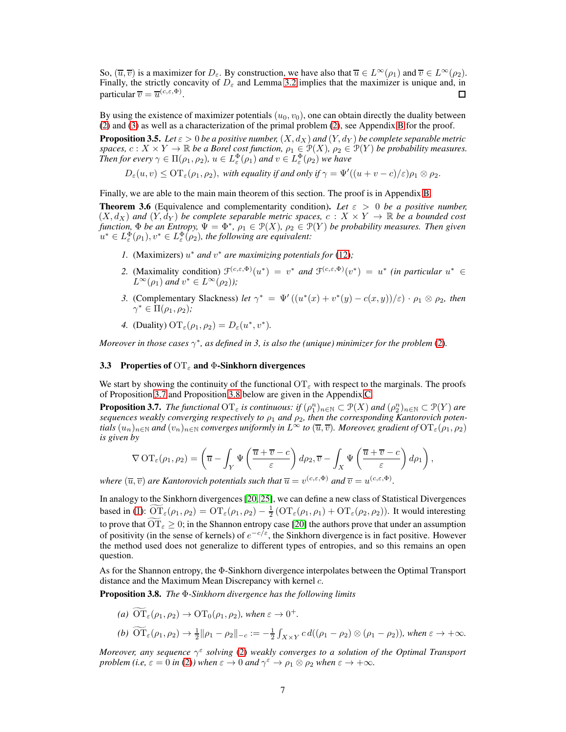So, $(\overline{u}, \overline{v})$ is a maximizer for $D_\varepsilon$. By construction, we have also that $\overline{u} \in L^\infty(\rho_1)$ and $\overline{v} \in L^\infty(\rho_2)$. Finally, the strictly concavity of $D_\varepsilon$ and Lemma 3.2 implies that the maximizer is unique and, in particular $\overline{v} = \overline{u}^{(c,\varepsilon,\Phi)}$. □

By using the existence of maximizer potentials $(u_0, v_0)$, one can obtain directly the duality between (2) and (3) as well as a characterization of the primal problem (2), see Appendix B for the proof.

**Proposition 3.5.** *Let $\varepsilon > 0$ be a positive number, $(X, d_X)$ and $(Y, d_Y)$ be complete separable metric spaces, $c : X \times Y \to \mathbb{R}$ be a Borel cost function, $\rho_1 \in \mathcal{P}(X)$, $\rho_2 \in \mathcal{P}(Y)$ be probability measures. Then for every $\gamma \in \Pi(\rho_1, \rho_2)$, $u \in L^\Phi_\varepsilon(\rho_1)$ and $v \in L^\Phi_\varepsilon(\rho_2)$ we have*

$$D_\varepsilon(u, v) \leq \mathrm{OT}_\varepsilon(\rho_1, \rho_2), \text{ with equality if and only if } \gamma = \Psi'((u + v - c)/\varepsilon)\rho_1 \otimes \rho_2.$$

Finally, we are able to the main main theorem of this section. The proof is in Appendix B.

**Theorem 3.6** (Equivalence and complementarity condition)**.** *Let $\varepsilon > 0$ be a positive number, $(X, d_X)$ and $(Y, d_Y)$ be complete separable metric spaces, $c : X \times Y \to \mathbb{R}$ be a bounded cost function, $\Phi$ be an Entropy, $\Psi = \Phi^*$, $\rho_1 \in \mathcal{P}(X)$, $\rho_2 \in \mathcal{P}(Y)$ be probability measures. Then given $u^* \in L^\Phi_\varepsilon(\rho_1), v^* \in L^\Phi_\varepsilon(\rho_2)$, the following are equivalent:*

1. (Maximizers) *$u^*$ and $v^*$ are maximizing potentials for (12);*
2. (Maximality condition) *$\mathcal{F}^{(c,\varepsilon,\Phi)}(u^*) = v^*$ and $\mathcal{F}^{(c,\varepsilon,\Phi)}(v^*) = u^*$ (in particular $u^* \in L^\infty(\rho_1)$ and $v^* \in L^\infty(\rho_2)$);*
3. (Complementary Slackness) *let $\gamma^* = \Psi'\left((u^*(x) + v^*(y) - c(x, y))/\varepsilon\right) \cdot \rho_1 \otimes \rho_2$, then $\gamma^* \in \Pi(\rho_1, \rho_2)$;*
4. (Duality) *$\mathrm{OT}_\varepsilon(\rho_1, \rho_2) = D_\varepsilon(u^*, v^*)$.*

*Moreover in those cases $\gamma^*$, as defined in 3, is also the (unique) minimizer for the problem (2).*

### 3.3 Properties of $\mathrm{OT}_\varepsilon$ and $\Phi$-Sinkhorn divergences

We start by showing the continuity of the functional $\mathrm{OT}_\varepsilon$ with respect to the marginals. The proofs of Proposition 3.7 and Proposition 3.8 below are given in the Appendix C.

**Proposition 3.7.** *The functional $\mathrm{OT}_\varepsilon$ is continuous: if $(\rho_1^n)_{n\in\mathbb{N}} \subset \mathcal{P}(X)$ and $(\rho_2^n)_{n\in\mathbb{N}} \subset \mathcal{P}(Y)$ are sequences weakly converging respectively to $\rho_1$ and $\rho_2$, then the corresponding Kantorovich potentials $(u_n)_{n\in\mathbb{N}}$ and $(v_n)_{n\in\mathbb{N}}$ converges uniformly in $L^\infty$ to $(\overline{u}, \overline{v})$. Moreover, gradient of $\mathrm{OT}_\varepsilon(\rho_1, \rho_2)$ is given by*

$$\nabla \mathrm{OT}_\varepsilon(\rho_1, \rho_2) = \left(\overline{u} - \int_Y \Psi\left(\frac{\overline{u} + \overline{v} - c}{\varepsilon}\right) d\rho_2, \overline{v} - \int_X \Psi\left(\frac{\overline{u} + \overline{v} - c}{\varepsilon}\right) d\rho_1\right),$$

*where $(\overline{u}, \overline{v})$ are Kantorovich potentials such that $\overline{u} = v^{(c,\varepsilon,\Phi)}$ and $\overline{v} = u^{(c,\varepsilon,\Phi)}$.*

In analogy to the Sinkhorn divergences [20, 25], we can define a new class of Statistical Divergences based in (1): $\widetilde{\mathrm{OT}}_\varepsilon(\rho_1, \rho_2) = \mathrm{OT}_\varepsilon(\rho_1, \rho_2) - \frac{1}{2}\left(\mathrm{OT}_\varepsilon(\rho_1, \rho_1) + \mathrm{OT}_\varepsilon(\rho_2, \rho_2)\right)$. It would interesting to prove that $\widetilde{\mathrm{OT}}_\varepsilon \geq 0$; in the Shannon entropy case [20] the authors prove that under an assumption of positivity (in the sense of kernels) of $e^{-c/\varepsilon}$, the Sinkhorn divergence is in fact positive. However the method used does not generalize to different types of entropies, and so this remains an open question.

As for the Shannon entropy, the $\Phi$-Sinkhorn divergence interpolates between the Optimal Transport distance and the Maximum Mean Discrepancy with kernel $c$.

**Proposition 3.8.** *The $\Phi$-Sinkhorn divergence has the following limits*

*(a)* $\widetilde{\mathrm{OT}}_\varepsilon(\rho_1, \rho_2) \to \mathrm{OT}_0(\rho_1, \rho_2)$*, when* $\varepsilon \to 0^+$.

*(b)* $\widetilde{\mathrm{OT}}_\varepsilon(\rho_1, \rho_2) \to \frac{1}{2}\|\rho_1 - \rho_2\|_{-c} := -\frac{1}{2}\int_{X\times Y} c \, d((\rho_1 - \rho_2) \otimes (\rho_1 - \rho_2))$*, when* $\varepsilon \to +\infty$.

*Moreover, any sequence $\gamma^\varepsilon$ solving (2) weakly converges to a solution of the Optimal Transport problem (i.e, $\varepsilon = 0$ in (2)) when $\varepsilon \to 0$ and $\gamma^\varepsilon \to \rho_1 \otimes \rho_2$ when $\varepsilon \to +\infty$.*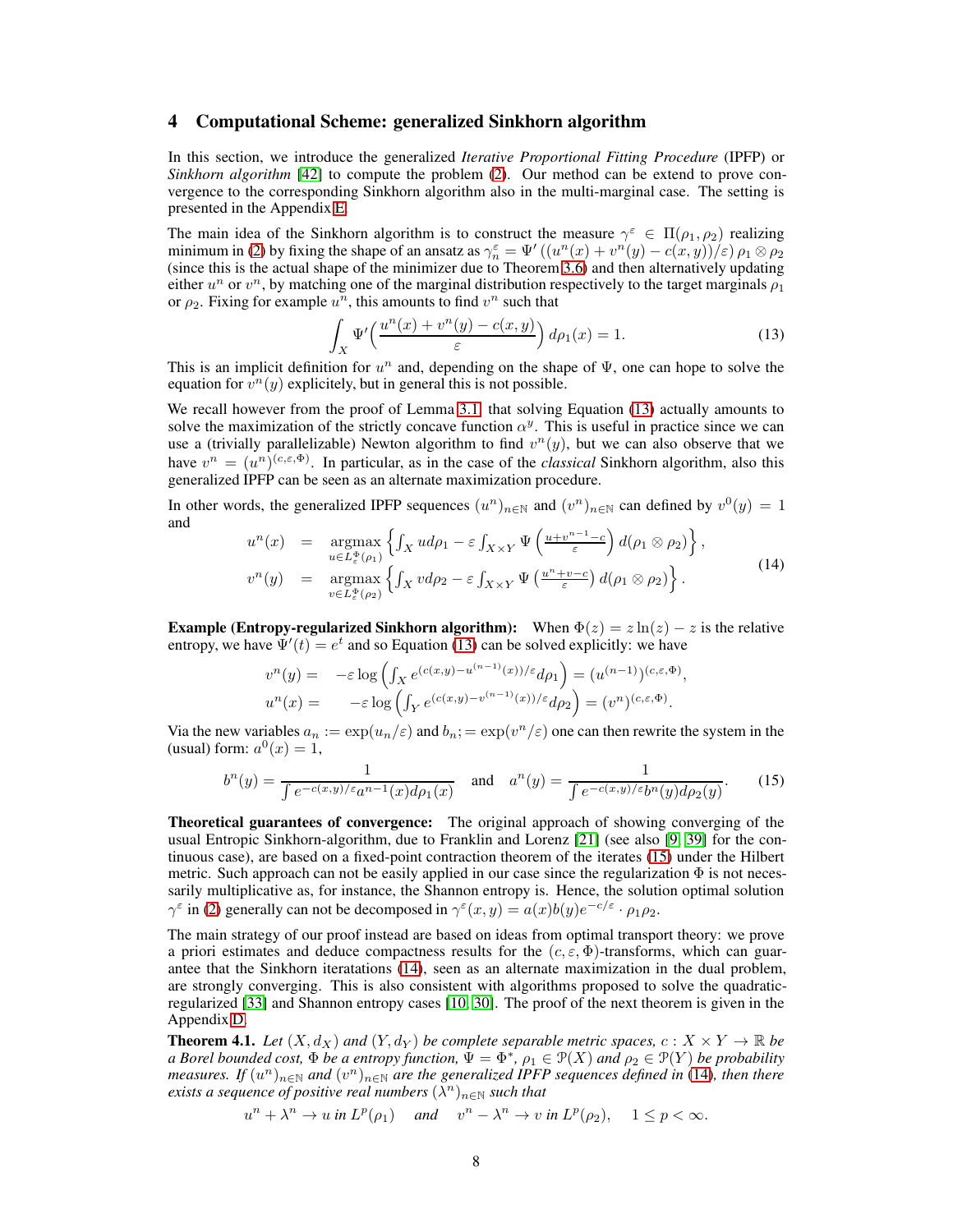## 4 Computational Scheme: generalized Sinkhorn algorithm

In this section, we introduce the generalized *Iterative Proportional Fitting Procedure* (IPFP) or *Sinkhorn algorithm* [42] to compute the problem (2). Our method can be extend to prove convergence to the corresponding Sinkhorn algorithm also in the multi-marginal case. The setting is presented in the Appendix E.

The main idea of the Sinkhorn algorithm is to construct the measure $\gamma^\varepsilon \in \Pi(\rho_1, \rho_2)$ realizing minimum in (2) by fixing the shape of an ansatz as $\gamma^\varepsilon_n = \Psi'\left((u^n(x) + v^n(y) - c(x,y))/\varepsilon\right) \rho_1 \otimes \rho_2$ (since this is the actual shape of the minimizer due to Theorem 3.6) and then alternatively updating either $u^n$ or $v^n$, by matching one of the marginal distribution respectively to the target marginals $\rho_1$ or $\rho_2$. Fixing for example $u^n$, this amounts to find $v^n$ such that

$$\int_X \Psi'\Big(\frac{u^n(x) + v^n(y) - c(x,y)}{\varepsilon}\Big)\, d\rho_1(x) = 1. \tag{13}$$

This is an implicit definition for $u^n$ and, depending on the shape of $\Psi$, one can hope to solve the equation for $v^n(y)$ explicitely, but in general this is not possible.

We recall however from the proof of Lemma 3.1 that solving Equation (13) actually amounts to solve the maximization of the strictly concave function $\alpha^y$. This is useful in practice since we can use a (trivially parallelizable) Newton algorithm to find $v^n(y)$, but we can also observe that we have $v^n = (u^n)^{(c,\varepsilon,\Phi)}$. In particular, as in the case of the *classical* Sinkhorn algorithm, also this generalized IPFP can be seen as an alternate maximization procedure.

In other words, the generalized IPFP sequences $(u^n)_{n\in\mathbb{N}}$ and $(v^n)_{n\in\mathbb{N}}$ can defined by $v^0(y) = 1$ and

$$\begin{aligned}
u^n(x) &= \underset{u\in L^\Phi_\varepsilon(\rho_1)}{\operatorname{argmax}} \left\{ \int_X u d\rho_1 - \varepsilon \int_{X\times Y} \Psi\left(\tfrac{u+v^{n-1}-c}{\varepsilon}\right) d(\rho_1\otimes\rho_2) \right\}, \\
v^n(y) &= \underset{v\in L^\Phi_\varepsilon(\rho_2)}{\operatorname{argmax}} \left\{ \int_X v d\rho_2 - \varepsilon \int_{X\times Y} \Psi\left(\tfrac{u^n+v-c}{\varepsilon}\right) d(\rho_1\otimes\rho_2) \right\}.
\end{aligned} \tag{14}$$

**Example (Entropy-regularized Sinkhorn algorithm):** When $\Phi(z) = z\ln(z) - z$ is the relative entropy, we have $\Psi'(t) = e^t$ and so Equation (13) can be solved explicitly: we have

$$\begin{aligned}
v^n(y) &= \quad -\varepsilon \log\left( \int_X e^{(c(x,y) - u^{(n-1)}(x))/\varepsilon} d\rho_1 \right) = (u^{(n-1)})^{(c,\varepsilon,\Phi)}, \\
u^n(x) &= \quad -\varepsilon \log\left( \int_Y e^{(c(x,y) - v^{(n-1)}(x))/\varepsilon} d\rho_2 \right) = (v^n)^{(c,\varepsilon,\Phi)}.
\end{aligned}$$

Via the new variables $a_n := \exp(u_n/\varepsilon)$ and $b_n; = \exp(v^n/\varepsilon)$ one can then rewrite the system in the (usual) form: $a^0(x) = 1$,

$$b^n(y) = \frac{1}{\int e^{-c(x,y)/\varepsilon} a^{n-1}(x) d\rho_1(x)} \quad \text{and} \quad a^n(y) = \frac{1}{\int e^{-c(x,y)/\varepsilon} b^n(y) d\rho_2(y)}. \tag{15}$$

**Theoretical guarantees of convergence:** The original approach of showing converging of the usual Entropic Sinkhorn-algorithm, due to Franklin and Lorenz [21] (see also [9, 39] for the continuous case), are based on a fixed-point contraction theorem of the iterates (15) under the Hilbert metric. Such approach can not be easily applied in our case since the regularization $\Phi$ is not necessarily multiplicative as, for instance, the Shannon entropy is. Hence, the solution optimal solution $\gamma^\varepsilon$ in (2) generally can not be decomposed in $\gamma^\varepsilon(x,y) = a(x)b(y)e^{-c/\varepsilon} \cdot \rho_1\rho_2$.

The main strategy of our proof instead are based on ideas from optimal transport theory: we prove a priori estimates and deduce compactness results for the $(c,\varepsilon,\Phi)$-transforms, which can guarantee that the Sinkhorn iteratations (14), seen as an alternate maximization in the dual problem, are strongly converging. This is also consistent with algorithms proposed to solve the quadratic-regularized [33] and Shannon entropy cases [10, 30]. The proof of the next theorem is given in the Appendix D.

**Theorem 4.1.** *Let $(X, d_X)$ and $(Y, d_Y)$ be complete separable metric spaces, $c : X \times Y \to \mathbb{R}$ be a Borel bounded cost, $\Phi$ be a entropy function, $\Psi = \Phi^*$, $\rho_1 \in \mathcal{P}(X)$ and $\rho_2 \in \mathcal{P}(Y)$ be probability measures. If $(u^n)_{n\in\mathbb{N}}$ and $(v^n)_{n\in\mathbb{N}}$ are the generalized IPFP sequences defined in (14), then there exists a sequence of positive real numbers $(\lambda^n)_{n\in\mathbb{N}}$ such that*

$$u^n + \lambda^n \to u \text{ in } L^p(\rho_1) \quad \text{and} \quad v^n - \lambda^n \to v \text{ in } L^p(\rho_2), \quad 1 \le p < \infty.$$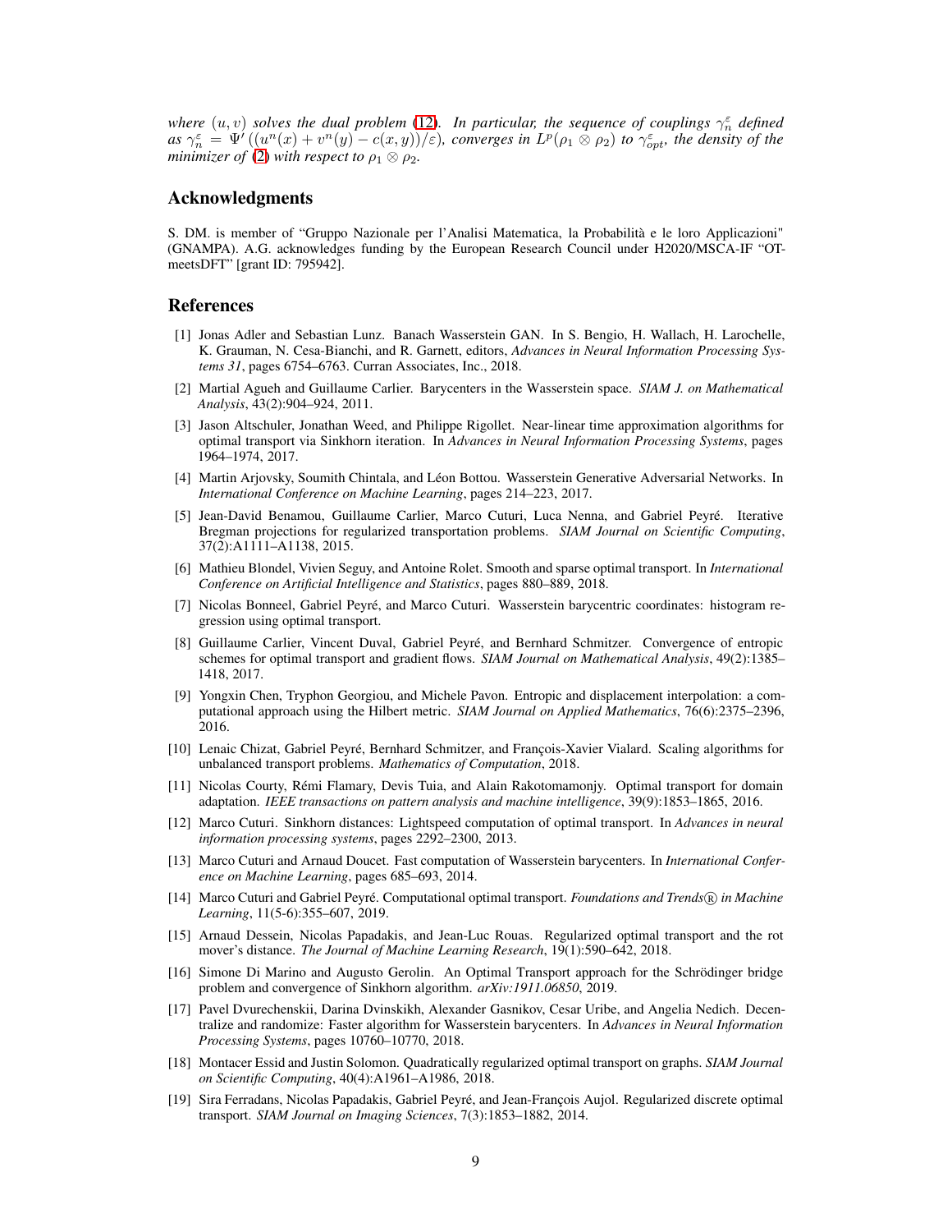*where $(u, v)$ solves the dual problem (12). In particular, the sequence of couplings $\gamma_n^\varepsilon$ defined as $\gamma_n^\varepsilon = \Psi'((u^n(x) + v^n(y) - c(x,y))/\varepsilon)$, converges in $L^p(\rho_1 \otimes \rho_2)$ to $\gamma_{opt}^\varepsilon$, the density of the minimizer of (2) with respect to $\rho_1 \otimes \rho_2$.*

## Acknowledgments

S. DM. is member of "Gruppo Nazionale per l'Analisi Matematica, la Probabilità e le loro Applicazioni" (GNAMPA). A.G. acknowledges funding by the European Research Council under H2020/MSCA-IF "OT-meetsDFT" [grant ID: 795942].

## References

[1] Jonas Adler and Sebastian Lunz. Banach Wasserstein GAN. In S. Bengio, H. Wallach, H. Larochelle, K. Grauman, N. Cesa-Bianchi, and R. Garnett, editors, *Advances in Neural Information Processing Systems 31*, pages 6754–6763. Curran Associates, Inc., 2018.

[2] Martial Agueh and Guillaume Carlier. Barycenters in the Wasserstein space. *SIAM J. on Mathematical Analysis*, 43(2):904–924, 2011.

[3] Jason Altschuler, Jonathan Weed, and Philippe Rigollet. Near-linear time approximation algorithms for optimal transport via Sinkhorn iteration. In *Advances in Neural Information Processing Systems*, pages 1964–1974, 2017.

[4] Martin Arjovsky, Soumith Chintala, and Léon Bottou. Wasserstein Generative Adversarial Networks. In *International Conference on Machine Learning*, pages 214–223, 2017.

[5] Jean-David Benamou, Guillaume Carlier, Marco Cuturi, Luca Nenna, and Gabriel Peyré. Iterative Bregman projections for regularized transportation problems. *SIAM Journal on Scientific Computing*, 37(2):A1111–A1138, 2015.

[6] Mathieu Blondel, Vivien Seguy, and Antoine Rolet. Smooth and sparse optimal transport. In *International Conference on Artificial Intelligence and Statistics*, pages 880–889, 2018.

[7] Nicolas Bonneel, Gabriel Peyré, and Marco Cuturi. Wasserstein barycentric coordinates: histogram regression using optimal transport.

[8] Guillaume Carlier, Vincent Duval, Gabriel Peyré, and Bernhard Schmitzer. Convergence of entropic schemes for optimal transport and gradient flows. *SIAM Journal on Mathematical Analysis*, 49(2):1385–1418, 2017.

[9] Yongxin Chen, Tryphon Georgiou, and Michele Pavon. Entropic and displacement interpolation: a computational approach using the Hilbert metric. *SIAM Journal on Applied Mathematics*, 76(6):2375–2396, 2016.

[10] Lenaic Chizat, Gabriel Peyré, Bernhard Schmitzer, and François-Xavier Vialard. Scaling algorithms for unbalanced transport problems. *Mathematics of Computation*, 2018.

[11] Nicolas Courty, Rémi Flamary, Devis Tuia, and Alain Rakotomamonjy. Optimal transport for domain adaptation. *IEEE transactions on pattern analysis and machine intelligence*, 39(9):1853–1865, 2016.

[12] Marco Cuturi. Sinkhorn distances: Lightspeed computation of optimal transport. In *Advances in neural information processing systems*, pages 2292–2300, 2013.

[13] Marco Cuturi and Arnaud Doucet. Fast computation of Wasserstein barycenters. In *International Conference on Machine Learning*, pages 685–693, 2014.

[14] Marco Cuturi and Gabriel Peyré. Computational optimal transport. *Foundations and Trends® in Machine Learning*, 11(5-6):355–607, 2019.

[15] Arnaud Dessein, Nicolas Papadakis, and Jean-Luc Rouas. Regularized optimal transport and the rot mover's distance. *The Journal of Machine Learning Research*, 19(1):590–642, 2018.

[16] Simone Di Marino and Augusto Gerolin. An Optimal Transport approach for the Schrödinger bridge problem and convergence of Sinkhorn algorithm. *arXiv:1911.06850*, 2019.

[17] Pavel Dvurechenskii, Darina Dvinskikh, Alexander Gasnikov, Cesar Uribe, and Angelia Nedich. Decentralize and randomize: Faster algorithm for Wasserstein barycenters. In *Advances in Neural Information Processing Systems*, pages 10760–10770, 2018.

[18] Montacer Essid and Justin Solomon. Quadratically regularized optimal transport on graphs. *SIAM Journal on Scientific Computing*, 40(4):A1961–A1986, 2018.

[19] Sira Ferradans, Nicolas Papadakis, Gabriel Peyré, and Jean-François Aujol. Regularized discrete optimal transport. *SIAM Journal on Imaging Sciences*, 7(3):1853–1882, 2014.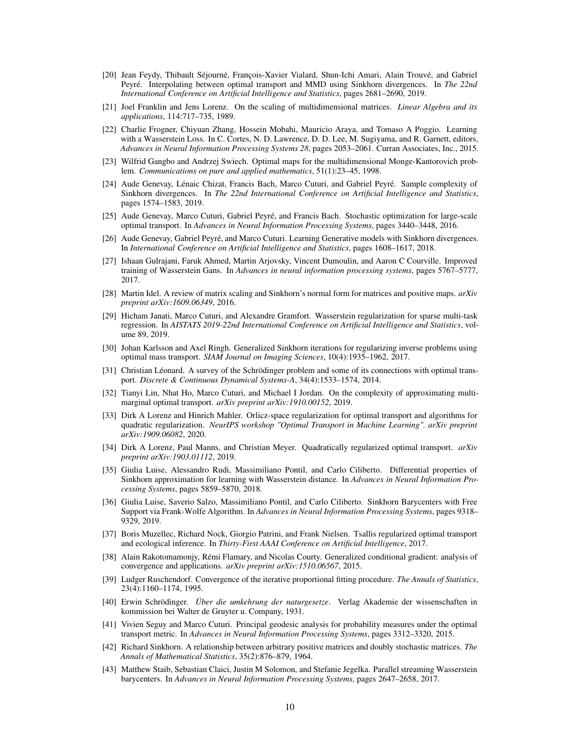[20] Jean Feydy, Thibault Séjourné, François-Xavier Vialard, Shun-Ichi Amari, Alain Trouvé, and Gabriel Peyré. Interpolating between optimal transport and MMD using Sinkhorn divergences. In *The 22nd International Conference on Artificial Intelligence and Statistics*, pages 2681–2690, 2019.

[21] Joel Franklin and Jens Lorenz. On the scaling of multidimensional matrices. *Linear Algebra and its applications*, 114:717–735, 1989.

[22] Charlie Frogner, Chiyuan Zhang, Hossein Mobahi, Mauricio Araya, and Tomaso A Poggio. Learning with a Wasserstein Loss. In C. Cortes, N. D. Lawrence, D. D. Lee, M. Sugiyama, and R. Garnett, editors, *Advances in Neural Information Processing Systems 28*, pages 2053–2061. Curran Associates, Inc., 2015.

[23] Wilfrid Gangbo and Andrzej Swiech. Optimal maps for the multidimensional Monge-Kantorovich problem. *Communications on pure and applied mathematics*, 51(1):23–45, 1998.

[24] Aude Genevay, Lénaic Chizat, Francis Bach, Marco Cuturi, and Gabriel Peyré. Sample complexity of Sinkhorn divergences. In *The 22nd International Conference on Artificial Intelligence and Statistics*, pages 1574–1583, 2019.

[25] Aude Genevay, Marco Cuturi, Gabriel Peyré, and Francis Bach. Stochastic optimization for large-scale optimal transport. In *Advances in Neural Information Processing Systems*, pages 3440–3448, 2016.

[26] Aude Genevay, Gabriel Peyré, and Marco Cuturi. Learning Generative models with Sinkhorn divergences. In *International Conference on Artificial Intelligence and Statistics*, pages 1608–1617, 2018.

[27] Ishaan Gulrajani, Faruk Ahmed, Martin Arjovsky, Vincent Dumoulin, and Aaron C Courville. Improved training of Wasserstein Gans. In *Advances in neural information processing systems*, pages 5767–5777, 2017.

[28] Martin Idel. A review of matrix scaling and Sinkhorn's normal form for matrices and positive maps. *arXiv preprint arXiv:1609.06349*, 2016.

[29] Hicham Janati, Marco Cuturi, and Alexandre Gramfort. Wasserstein regularization for sparse multi-task regression. In *AISTATS 2019-22nd International Conference on Artificial Intelligence and Statistics*, volume 89, 2019.

[30] Johan Karlsson and Axel Ringh. Generalized Sinkhorn iterations for regularizing inverse problems using optimal mass transport. *SIAM Journal on Imaging Sciences*, 10(4):1935–1962, 2017.

[31] Christian Léonard. A survey of the Schrödinger problem and some of its connections with optimal transport. *Discrete & Continuous Dynamical Systems-A*, 34(4):1533–1574, 2014.

[32] Tianyi Lin, Nhat Ho, Marco Cuturi, and Michael I Jordan. On the complexity of approximating multimarginal optimal transport. *arXiv preprint arXiv:1910.00152*, 2019.

[33] Dirk A Lorenz and Hinrich Mahler. Orlicz-space regularization for optimal transport and algorithms for quadratic regularization. *NeurIPS workshop "Optimal Transport in Machine Learning". arXiv preprint arXiv:1909.06082*, 2020.

[34] Dirk A Lorenz, Paul Manns, and Christian Meyer. Quadratically regularized optimal transport. *arXiv preprint arXiv:1903.01112*, 2019.

[35] Giulia Luise, Alessandro Rudi, Massimiliano Pontil, and Carlo Ciliberto. Differential properties of Sinkhorn approximation for learning with Wasserstein distance. In *Advances in Neural Information Processing Systems*, pages 5859–5870, 2018.

[36] Giulia Luise, Saverio Salzo, Massimiliano Pontil, and Carlo Ciliberto. Sinkhorn Barycenters with Free Support via Frank-Wolfe Algorithm. In *Advances in Neural Information Processing Systems*, pages 9318–9329, 2019.

[37] Boris Muzellec, Richard Nock, Giorgio Patrini, and Frank Nielsen. Tsallis regularized optimal transport and ecological inference. In *Thirty-First AAAI Conference on Artificial Intelligence*, 2017.

[38] Alain Rakotomamonjy, Rémi Flamary, and Nicolas Courty. Generalized conditional gradient: analysis of convergence and applications. *arXiv preprint arXiv:1510.06567*, 2015.

[39] Ludger Ruschendorf. Convergence of the iterative proportional fitting procedure. *The Annals of Statistics*, 23(4):1160–1174, 1995.

[40] Erwin Schrödinger. *Über die umkehrung der naturgesetze*. Verlag Akademie der wissenschaften in kommission bei Walter de Gruyter u. Company, 1931.

[41] Vivien Seguy and Marco Cuturi. Principal geodesic analysis for probability measures under the optimal transport metric. In *Advances in Neural Information Processing Systems*, pages 3312–3320, 2015.

[42] Richard Sinkhorn. A relationship between arbitrary positive matrices and doubly stochastic matrices. *The Annals of Mathematical Statistics*, 35(2):876–879, 1964.

[43] Matthew Staib, Sebastian Claici, Justin M Solomon, and Stefanie Jegelka. Parallel streaming Wasserstein barycenters. In *Advances in Neural Information Processing Systems*, pages 2647–2658, 2017.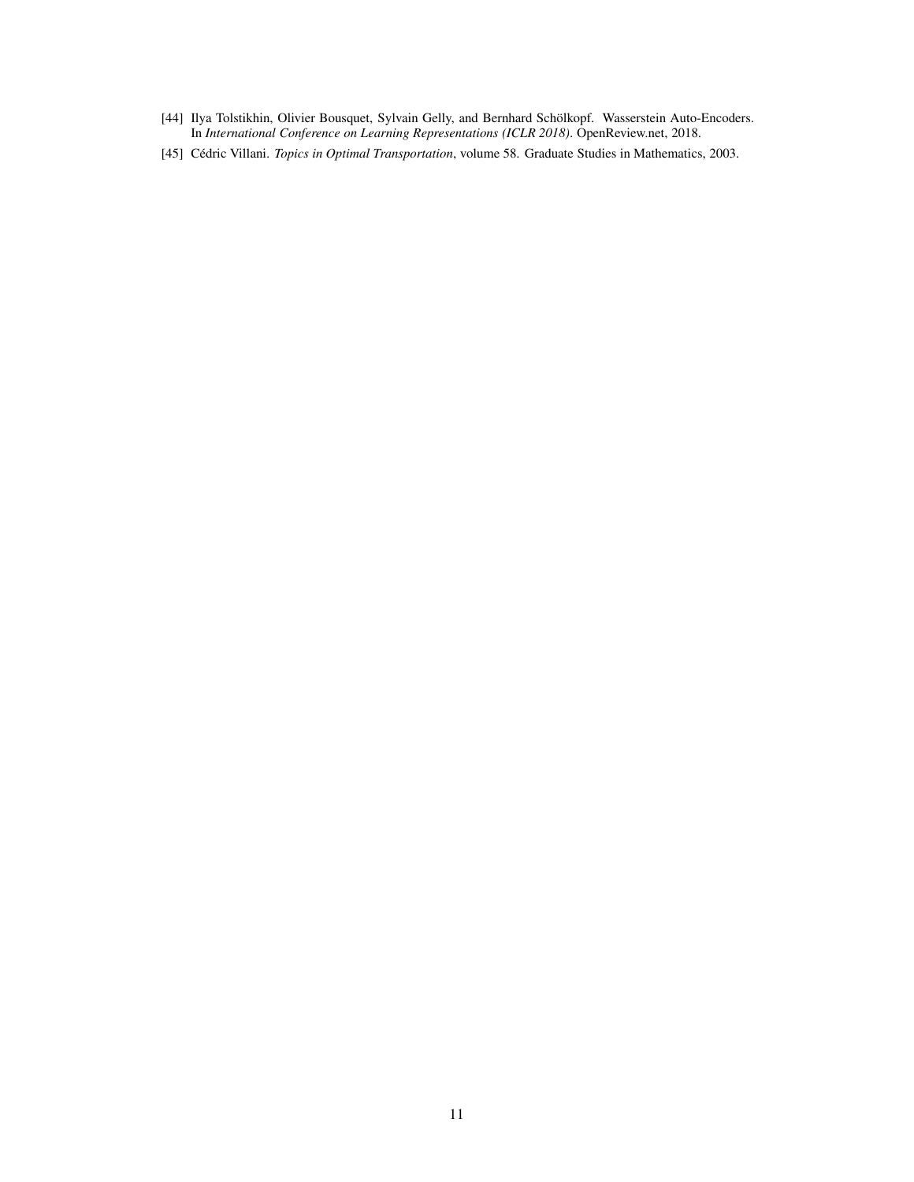[44] Ilya Tolstikhin, Olivier Bousquet, Sylvain Gelly, and Bernhard Schölkopf. Wasserstein Auto-Encoders. In *International Conference on Learning Representations (ICLR 2018)*. OpenReview.net, 2018.

[45] Cédric Villani. *Topics in Optimal Transportation*, volume 58. Graduate Studies in Mathematics, 2003.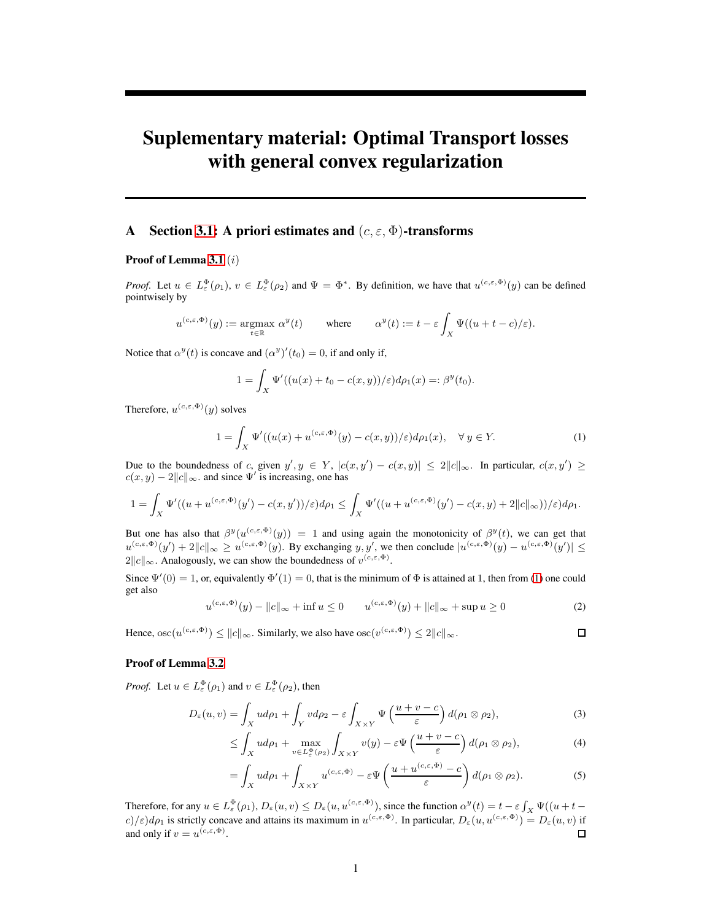# Suplementary material: Optimal Transport losses with general convex regularization

## A Section 3.1: A priori estimates and $(c, \varepsilon, \Phi)$-transforms

**Proof of Lemma 3.1** $(i)$

*Proof.* Let $u \in L^{\Phi}_{\varepsilon}(\rho_1)$, $v \in L^{\Phi}_{\varepsilon}(\rho_2)$ and $\Psi = \Phi^*$. By definition, we have that $u^{(c,\varepsilon,\Phi)}(y)$ can be defined pointwisely by

$$u^{(c,\varepsilon,\Phi)}(y) := \underset{t \in \mathbb{R}}{\operatorname{argmax}}\ \alpha^y(t) \qquad \text{where} \qquad \alpha^y(t) := t - \varepsilon \int_X \Psi((u + t - c)/\varepsilon).$$

Notice that $\alpha^y(t)$ is concave and $(\alpha^y)'(t_0) = 0$, if and only if,

$$1 = \int_X \Psi'((u(x) + t_0 - c(x,y))/\varepsilon) d\rho_1(x) =: \beta^y(t_0).$$

Therefore, $u^{(c,\varepsilon,\Phi)}(y)$ solves

$$1 = \int_X \Psi'((u(x) + u^{(c,\varepsilon,\Phi)}(y) - c(x,y))/\varepsilon) d\rho_1(x), \quad \forall\, y \in Y. \tag{1}$$

Due to the boundedness of $c$, given $y', y \in Y$, $|c(x,y') - c(x,y)| \leq 2\|c\|_\infty$. In particular, $c(x,y') \geq c(x,y) - 2\|c\|_\infty$. and since $\Psi'$ is increasing, one has

$$1 = \int_X \Psi'((u + u^{(c,\varepsilon,\Phi)}(y') - c(x,y'))/\varepsilon) d\rho_1 \leq \int_X \Psi'((u + u^{(c,\varepsilon,\Phi)}(y') - c(x,y) + 2\|c\|_\infty))/\varepsilon) d\rho_1.$$

But one has also that $\beta^y(u^{(c,\varepsilon,\Phi)}(y)) = 1$ and using again the monotonicity of $\beta^y(t)$, we can get that $u^{(c,\varepsilon,\Phi)}(y') + 2\|c\|_\infty \geq u^{(c,\varepsilon,\Phi)}(y)$. By exchanging $y, y'$, we then conclude $|u^{(c,\varepsilon,\Phi)}(y) - u^{(c,\varepsilon,\Phi)}(y')| \leq 2\|c\|_\infty$. Analogously, we can show the boundedness of $v^{(c,\varepsilon,\Phi)}$.

Since $\Psi'(0) = 1$, or, equivalently $\Phi'(1) = 0$, that is the minimum of $\Phi$ is attained at 1, then from (1) one could get also

$$u^{(c,\varepsilon,\Phi)}(y) - \|c\|_\infty + \inf u \leq 0 \qquad u^{(c,\varepsilon,\Phi)}(y) + \|c\|_\infty + \sup u \geq 0 \tag{2}$$

Hence, $\operatorname{osc}(u^{(c,\varepsilon,\Phi)}) \leq \|c\|_\infty$. Similarly, we also have $\operatorname{osc}(v^{(c,\varepsilon,\Phi)}) \leq 2\|c\|_\infty$. ◻

**Proof of Lemma 3.2**

*Proof.* Let $u \in L^{\Phi}_{\varepsilon}(\rho_1)$ and $v \in L^{\Phi}_{\varepsilon}(\rho_2)$, then

$$D_\varepsilon(u,v) = \int_X u d\rho_1 + \int_Y v d\rho_2 - \varepsilon \int_{X \times Y} \Psi\left(\frac{u + v - c}{\varepsilon}\right) d(\rho_1 \otimes \rho_2), \tag{3}$$

$$\leq \int_X u d\rho_1 + \max_{v \in L^{\Phi}_{\varepsilon}(\rho_2)} \int_{X \times Y} v(y) - \varepsilon \Psi\left(\frac{u + v - c}{\varepsilon}\right) d(\rho_1 \otimes \rho_2), \tag{4}$$

$$= \int_X u d\rho_1 + \int_{X \times Y} u^{(c,\varepsilon,\Phi)} - \varepsilon \Psi\left(\frac{u + u^{(c,\varepsilon,\Phi)} - c}{\varepsilon}\right) d(\rho_1 \otimes \rho_2). \tag{5}$$

Therefore, for any $u \in L^{\Phi}_{\varepsilon}(\rho_1)$, $D_\varepsilon(u,v) \leq D_\varepsilon(u, u^{(c,\varepsilon,\Phi)})$, since the function $\alpha^y(t) = t - \varepsilon \int_X \Psi((u + t - c)/\varepsilon) d\rho_1$ is strictly concave and attains its maximum in $u^{(c,\varepsilon,\Phi)}$. In particular, $D_\varepsilon(u, u^{(c,\varepsilon,\Phi)}) = D_\varepsilon(u,v)$ if and only if $v = u^{(c,\varepsilon,\Phi)}$. ◻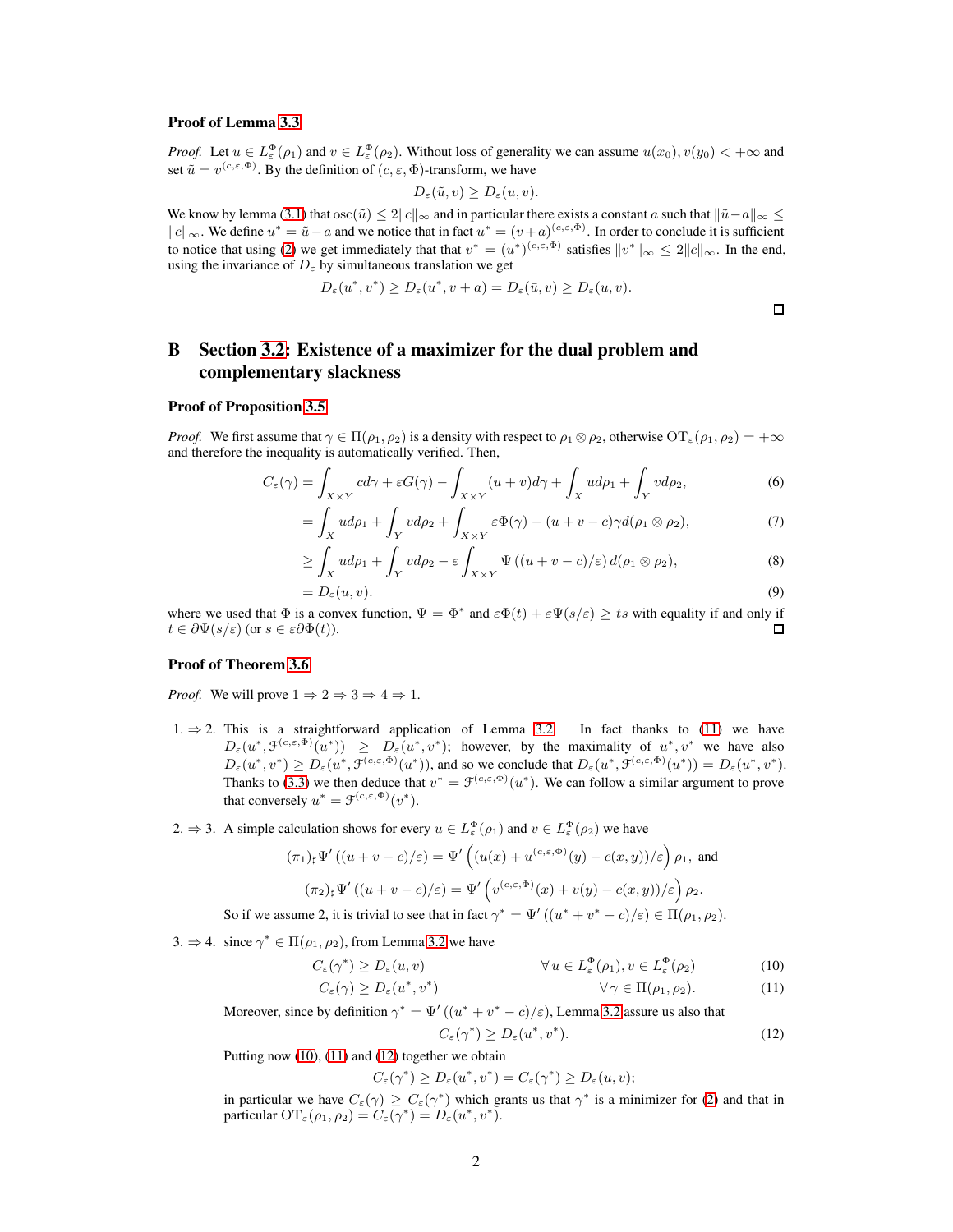**Proof of Lemma 3.3**

*Proof.* Let $u \in L^{\Phi}_{\varepsilon}(\rho_1)$ and $v \in L^{\Phi}_{\varepsilon}(\rho_2)$. Without loss of generality we can assume $u(x_0), v(y_0) < +\infty$ and set $\tilde{u} = v^{(c,\varepsilon,\Phi)}$. By the definition of $(c, \varepsilon, \Phi)$-transform, we have

$$D_{\varepsilon}(\tilde{u}, v) \geq D_{\varepsilon}(u, v).$$

We know by lemma (3.1) that $\operatorname{osc}(\tilde{u}) \leq 2\|c\|_{\infty}$ and in particular there exists a constant $a$ such that $\|\tilde{u} - a\|_{\infty} \leq \|c\|_{\infty}$. We define $u^* = \tilde{u} - a$ and we notice that in fact $u^* = (v+a)^{(c,\varepsilon,\Phi)}$. In order to conclude it is sufficient to notice that using (2) we get immediately that that $v^* = (u^*)^{(c,\varepsilon,\Phi)}$ satisfies $\|v^*\|_{\infty} \leq 2\|c\|_{\infty}$. In the end, using the invariance of $D_{\varepsilon}$ by simultaneous translation we get

$$D_{\varepsilon}(u^*, v^*) \geq D_{\varepsilon}(u^*, v + a) = D_{\varepsilon}(\bar{u}, v) \geq D_{\varepsilon}(u, v).$$

□

# B Section 3.2: Existence of a maximizer for the dual problem and complementary slackness

**Proof of Proposition 3.5**

*Proof.* We first assume that $\gamma \in \Pi(\rho_1, \rho_2)$ is a density with respect to $\rho_1 \otimes \rho_2$, otherwise $\mathrm{OT}_{\varepsilon}(\rho_1, \rho_2) = +\infty$ and therefore the inequality is automatically verified. Then,

$$C_{\varepsilon}(\gamma) = \int_{X \times Y} c d\gamma + \varepsilon G(\gamma) - \int_{X \times Y} (u + v) d\gamma + \int_X u d\rho_1 + \int_Y v d\rho_2, \tag{6}$$

$$= \int_X u d\rho_1 + \int_Y v d\rho_2 + \int_{X \times Y} \varepsilon \Phi(\gamma) - (u + v - c)\gamma d(\rho_1 \otimes \rho_2), \tag{7}$$

$$\geq \int_X u d\rho_1 + \int_Y v d\rho_2 - \varepsilon \int_{X \times Y} \Psi\left((u + v - c)/\varepsilon\right) d(\rho_1 \otimes \rho_2), \tag{8}$$

$$= D_{\varepsilon}(u, v). \tag{9}$$

where we used that $\Phi$ is a convex function, $\Psi = \Phi^*$ and $\varepsilon\Phi(t) + \varepsilon\Psi(s/\varepsilon) \geq ts$ with equality if and only if $t \in \partial\Psi(s/\varepsilon)$ (or $s \in \varepsilon\partial\Phi(t)$). □

**Proof of Theorem 3.6**

*Proof.* We will prove $1 \Rightarrow 2 \Rightarrow 3 \Rightarrow 4 \Rightarrow 1$.

1. $\Rightarrow 2$. This is a straightforward application of Lemma 3.2. In fact thanks to (11) we have $D_{\varepsilon}(u^*, \mathcal{F}^{(c,\varepsilon,\Phi)}(u^*)) \geq D_{\varepsilon}(u^*, v^*)$; however, by the maximality of $u^*, v^*$ we have also $D_{\varepsilon}(u^*, v^*) \geq D_{\varepsilon}(u^*, \mathcal{F}^{(c,\varepsilon,\Phi)}(u^*))$, and so we conclude that $D_{\varepsilon}(u^*, \mathcal{F}^{(c,\varepsilon,\Phi)}(u^*)) = D_{\varepsilon}(u^*, v^*)$. Thanks to (3.3) we then deduce that $v^* = \mathcal{F}^{(c,\varepsilon,\Phi)}(u^*)$. We can follow a similar argument to prove that conversely $u^* = \mathcal{F}^{(c,\varepsilon,\Phi)}(v^*)$.

2. $\Rightarrow 3$. A simple calculation shows for every $u \in L^{\Phi}_{\varepsilon}(\rho_1)$ and $v \in L^{\Phi}_{\varepsilon}(\rho_2)$ we have

$$(\pi_1)_\sharp \Psi'\left((u + v - c)/\varepsilon\right) = \Psi'\left(\left(u(x) + u^{(c,\varepsilon,\Phi)}(y) - c(x, y)\right)/\varepsilon\right)\rho_1, \text{ and}$$

$$(\pi_2)_\sharp \Psi'\left((u + v - c)/\varepsilon\right) = \Psi'\left(v^{(c,\varepsilon,\Phi)}(x) + v(y) - c(x, y))/\varepsilon\right)\rho_2.$$

So if we assume 2, it is trivial to see that in fact $\gamma^* = \Psi'\left((u^* + v^* - c)/\varepsilon\right) \in \Pi(\rho_1, \rho_2)$.

3. $\Rightarrow 4$. since $\gamma^* \in \Pi(\rho_1, \rho_2)$, from Lemma 3.2 we have

$$C_{\varepsilon}(\gamma^*) \geq D_{\varepsilon}(u, v) \qquad \forall\, u \in L^{\Phi}_{\varepsilon}(\rho_1), v \in L^{\Phi}_{\varepsilon}(\rho_2) \tag{10}$$

$$C_{\varepsilon}(\gamma) \geq D_{\varepsilon}(u^*, v^*) \qquad \forall\, \gamma \in \Pi(\rho_1, \rho_2). \tag{11}$$

Moreover, since by definition $\gamma^* = \Psi'\left((u^* + v^* - c)/\varepsilon\right)$, Lemma 3.2 assure us also that

$$C_{\varepsilon}(\gamma^*) \geq D_{\varepsilon}(u^*, v^*). \tag{12}$$

Putting now (10), (11) and (12) together we obtain

$$C_{\varepsilon}(\gamma^*) \geq D_{\varepsilon}(u^*, v^*) = C_{\varepsilon}(\gamma^*) \geq D_{\varepsilon}(u, v);$$

in particular we have $C_{\varepsilon}(\gamma) \geq C_{\varepsilon}(\gamma^*)$ which grants us that $\gamma^*$ is a minimizer for (2) and that in particular $\mathrm{OT}_{\varepsilon}(\rho_1, \rho_2) = C_{\varepsilon}(\gamma^*) = D_{\varepsilon}(u^*, v^*)$.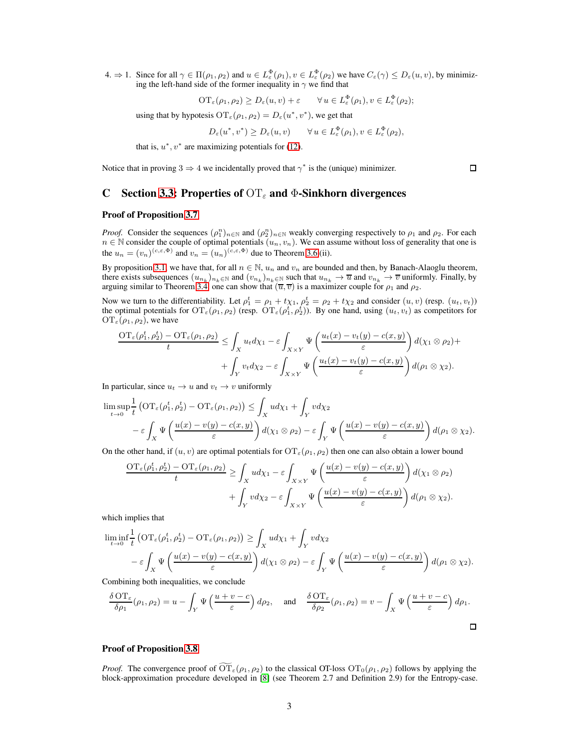4. $\Rightarrow$ 1. Since for all $\gamma \in \Pi(\rho_1, \rho_2)$ and $u \in L^\Phi_\varepsilon(\rho_1), v \in L^\Phi_\varepsilon(\rho_2)$ we have $C_\varepsilon(\gamma) \leq D_\varepsilon(u, v)$, by minimizing the left-hand side of the former inequality in $\gamma$ we find that

$$\mathrm{OT}_\varepsilon(\rho_1, \rho_2) \geq D_\varepsilon(u, v) + \varepsilon \qquad \forall\, u \in L^\Phi_\varepsilon(\rho_1), v \in L^\Phi_\varepsilon(\rho_2);$$

using that by hypothesis $\mathrm{OT}_\varepsilon(\rho_1, \rho_2) = D_\varepsilon(u^*, v^*)$, we get that

$$D_\varepsilon(u^*, v^*) \geq D_\varepsilon(u, v) \qquad \forall\, u \in L^\Phi_\varepsilon(\rho_1), v \in L^\Phi_\varepsilon(\rho_2),$$

that is, $u^*, v^*$ are maximizing potentials for (12).

Notice that in proving $3 \Rightarrow 4$ we incidentally proved that $\gamma^*$ is the (unique) minimizer. ☐

## C Section 3.3: Properties of $\mathrm{OT}_\varepsilon$ and $\Phi$-Sinkhorn divergences

**Proof of Proposition 3.7**

*Proof.* Consider the sequences $(\rho^n_1)_{n\in\mathbb{N}}$ and $(\rho^n_2)_{n\in\mathbb{N}}$ weakly converging respectively to $\rho_1$ and $\rho_2$. For each $n \in \mathbb{N}$ consider the couple of optimal potentials $(u_n, v_n)$. We can assume without loss of generality that one is the $u_n = (v_n)^{(c,\varepsilon,\Phi)}$ and $v_n = (u_n)^{(c,\varepsilon,\Phi)}$ due to Theorem 3.6 (ii).

By proposition 3.1, we have that, for all $n \in \mathbb{N}$, $u_n$ and $v_n$ are bounded and then, by Banach-Alaoglu theorem, there exists subsequences $(u_{n_k})_{n_k\in\mathbb{N}}$ and $(v_{n_k})_{n_k\in\mathbb{N}}$ such that $u_{n_k} \to \overline{u}$ and $v_{n_k} \to \overline{v}$ uniformly. Finally, by arguing similar to Theorem 3.4, one can show that $(\overline{u}, \overline{v})$ is a maximizer couple for $\rho_1$ and $\rho_2$.

Now we turn to the differentiability. Let $\rho^t_1 = \rho_1 + t\chi_1$, $\rho^t_2 = \rho_2 + t\chi_2$ and consider $(u, v)$ (resp. $(u_t, v_t)$) the optimal potentials for $\mathrm{OT}_\varepsilon(\rho_1, \rho_2)$ (resp. $\mathrm{OT}_\varepsilon(\rho^t_1, \rho^t_2)$). By one hand, using $(u_t, v_t)$ as competitors for $\mathrm{OT}_\varepsilon(\rho_1, \rho_2)$, we have

$$\begin{aligned}\frac{\mathrm{OT}_\varepsilon(\rho^t_1, \rho^t_2) - \mathrm{OT}_\varepsilon(\rho_1, \rho_2)}{t} \leq &\int_X u_t d\chi_1 - \varepsilon \int_{X\times Y} \Psi\left(\frac{u_t(x) - v_t(y) - c(x, y)}{\varepsilon}\right) d(\chi_1 \otimes \rho_2) + \\ &+ \int_Y v_t d\chi_2 - \varepsilon \int_{X\times Y} \Psi\left(\frac{u_t(x) - v_t(y) - c(x, y)}{\varepsilon}\right) d(\rho_1 \otimes \chi_2).\end{aligned}$$

In particular, since $u_t \to u$ and $v_t \to v$ uniformly

$$\begin{aligned}\limsup_{t\to 0} \frac{1}{t}\left(\mathrm{OT}_\varepsilon(\rho^t_1, \rho^t_2) - \mathrm{OT}_\varepsilon(\rho_1, \rho_2)\right) \leq &\int_X u d\chi_1 + \int_Y v d\chi_2 \\ - \varepsilon \int_X \Psi\left(\frac{u(x) - v(y) - c(x, y)}{\varepsilon}\right) d(\chi_1 \otimes \rho_2) &- \varepsilon \int_Y \Psi\left(\frac{u(x) - v(y) - c(x, y)}{\varepsilon}\right) d(\rho_1 \otimes \chi_2).\end{aligned}$$

On the other hand, if $(u, v)$ are optimal potentials for $\mathrm{OT}_\varepsilon(\rho_1, \rho_2)$ then one can also obtain a lower bound

$$\begin{aligned}\frac{\mathrm{OT}_\varepsilon(\rho^t_1, \rho^t_2) - \mathrm{OT}_\varepsilon(\rho_1, \rho_2)}{t} \geq &\int_X u d\chi_1 - \varepsilon \int_{X\times Y} \Psi\left(\frac{u(x) - v(y) - c(x, y)}{\varepsilon}\right) d(\chi_1 \otimes \rho_2) \\ &+ \int_Y v d\chi_2 - \varepsilon \int_{X\times Y} \Psi\left(\frac{u(x) - v(y) - c(x, y)}{\varepsilon}\right) d(\rho_1 \otimes \chi_2).\end{aligned}$$

which implies that

$$\begin{aligned}\liminf_{t\to 0} \frac{1}{t}\left(\mathrm{OT}_\varepsilon(\rho^t_1, \rho^t_2) - \mathrm{OT}_\varepsilon(\rho_1, \rho_2)\right) \geq &\int_X u d\chi_1 + \int_Y v d\chi_2 \\ - \varepsilon \int_X \Psi\left(\frac{u(x) - v(y) - c(x, y)}{\varepsilon}\right) d(\chi_1 \otimes \rho_2) &- \varepsilon \int_Y \Psi\left(\frac{u(x) - v(y) - c(x, y)}{\varepsilon}\right) d(\rho_1 \otimes \chi_2).\end{aligned}$$

Combining both inequalities, we conclude

$$\frac{\delta\, \mathrm{OT}_\varepsilon}{\delta \rho_1}(\rho_1, \rho_2) = u - \int_Y \Psi\left(\frac{u + v - c}{\varepsilon}\right) d\rho_2, \quad \text{and} \quad \frac{\delta\, \mathrm{OT}_\varepsilon}{\delta \rho_2}(\rho_1, \rho_2) = v - \int_X \Psi\left(\frac{u + v - c}{\varepsilon}\right) d\rho_1.$$

☐

**Proof of Proposition 3.8**

*Proof.* The convergence proof of $\widetilde{\mathrm{OT}}_\varepsilon(\rho_1, \rho_2)$ to the classical OT-loss $\mathrm{OT}_0(\rho_1, \rho_2)$ follows by applying the block-approximation procedure developed in [8] (see Theorem 2.7 and Definition 2.9) for the Entropy-case.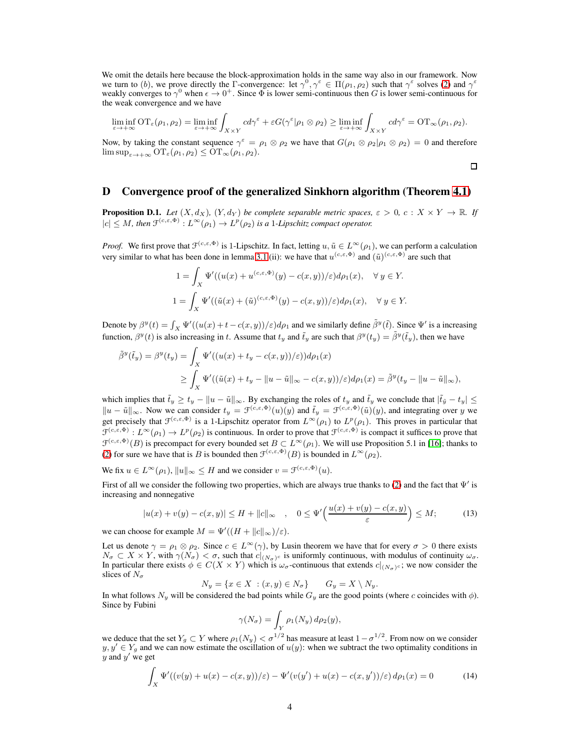We omit the details here because the block-approximation holds in the same way also in our framework. Now we turn to $(b)$, we prove directly the $\Gamma$-convergence: let $\gamma^0, \gamma^\varepsilon \in \Pi(\rho_1, \rho_2)$ such that $\gamma^\varepsilon$ solves (2) and $\gamma^\varepsilon$ weakly converges to $\gamma^0$ when $\epsilon \to 0^+$. Since $\Phi$ is lower semi-continuous then $G$ is lower semi-continuous for the weak convergence and we have

$$\liminf_{\varepsilon \to +\infty} \mathrm{OT}_\varepsilon(\rho_1, \rho_2) = \liminf_{\varepsilon \to +\infty} \int_{X \times Y} c d\gamma^\varepsilon + \varepsilon G(\gamma^\varepsilon | \rho_1 \otimes \rho_2) \geq \liminf_{\varepsilon \to +\infty} \int_{X \times Y} c d\gamma^\varepsilon = \mathrm{OT}_\infty(\rho_1, \rho_2).$$

Now, by taking the constant sequence $\gamma^\varepsilon = \rho_1 \otimes \rho_2$ we have that $G(\rho_1 \otimes \rho_2 | \rho_1 \otimes \rho_2) = 0$ and therefore $\limsup_{\varepsilon \to +\infty} \mathrm{OT}_\varepsilon(\rho_1, \rho_2) \leq \mathrm{OT}_\infty(\rho_1, \rho_2)$.

□

# D Convergence proof of the generalized Sinkhorn algorithm (Theorem 4.1)

**Proposition D.1.** *Let $(X, d_X)$, $(Y, d_Y)$ be complete separable metric spaces, $\varepsilon > 0$, $c : X \times Y \to \mathbb{R}$. If $|c| \leq M$, then $\mathcal{F}^{(c,\varepsilon,\Phi)} : L^\infty(\rho_1) \to L^p(\rho_2)$ is a 1-Lipschitz compact operator.*

*Proof.* We first prove that $\mathcal{F}^{(c,\varepsilon,\Phi)}$ is 1-Lipschitz. In fact, letting $u, \tilde{u} \in L^\infty(\rho_1)$, we can perform a calculation very similar to what has been done in lemma 3.1(ii): we have that $u^{(c,\varepsilon,\Phi)}$ and $(\tilde{u})^{(c,\varepsilon,\Phi)}$ are such that

$$1 = \int_X \Psi'((u(x) + u^{(c,\varepsilon,\Phi)}(y) - c(x,y))/\varepsilon) d\rho_1(x), \quad \forall\, y \in Y.$$

$$1 = \int_X \Psi'((\tilde{u}(x) + (\tilde{u})^{(c,\varepsilon,\Phi)}(y) - c(x,y))/\varepsilon) d\rho_1(x), \quad \forall\, y \in Y.$$

Denote by $\beta^y(t) = \int_X \Psi'((u(x) + t - c(x,y))/\varepsilon) d\rho_1$ and we similarly define $\tilde{\beta}^y(\tilde{t})$. Since $\Psi'$ is a increasing function, $\beta^y(t)$ is also increasing in $t$. Assume that $t_y$ and $\tilde{t}_y$ are such that $\beta^y(t_y) = \tilde{\beta}^y(\tilde{t}_y)$, then we have

$$\begin{aligned}
\tilde{\beta}^y(\tilde{t}_y) = \beta^y(t_y) &= \int_X \Psi'((u(x) + t_y - c(x,y))/\varepsilon)) d\rho_1(x) \\
&\geq \int_X \Psi'((\tilde{u}(x) + t_y - \|u - \tilde{u}\|_\infty - c(x,y))/\varepsilon) d\rho_1(x) = \tilde{\beta}^y(t_y - \|u - \tilde{u}\|_\infty),
\end{aligned}$$

which implies that $\tilde{t}_y \geq t_y - \|u - \tilde{u}\|_\infty$. By exchanging the roles of $t_y$ and $\tilde{t}_y$ we conclude that $|\tilde{t}_{\tilde{y}} - t_y| \leq \|u - \tilde{u}\|_\infty$. Now we can consider $t_y = \mathcal{F}^{(c,\varepsilon,\Phi)}(u)(y)$ and $\tilde{t}_y = \mathcal{F}^{(c,\varepsilon,\Phi)}(\tilde{u})(y)$, and integrating over $y$ we get precisely that $\mathcal{F}^{(c,\varepsilon,\Phi)}$ is a 1-Lipschitz operator from $L^\infty(\rho_1)$ to $L^p(\rho_1)$. This proves in particular that $\mathcal{F}^{(c,\varepsilon,\Phi)} : L^\infty(\rho_1) \to L^p(\rho_2)$ is continuous. In order to prove that $\mathcal{F}^{(c,\varepsilon,\Phi)}$ is compact it suffices to prove that $\mathcal{F}^{(c,\varepsilon,\Phi)}(B)$ is precompact for every bounded set $B \subset L^\infty(\rho_1)$. We will use Proposition 5.1 in [16]; thanks to (2) for sure we have that is $B$ is bounded then $\mathcal{F}^{(c,\varepsilon,\Phi)}(B)$ is bounded in $L^\infty(\rho_2)$.

We fix $u \in L^\infty(\rho_1)$, $\|u\|_\infty \leq H$ and we consider $v = \mathcal{F}^{(c,\varepsilon,\Phi)}(u)$.

First of all we consider the following two properties, which are always true thanks to (2) and the fact that $\Psi'$ is increasing and nonnegative

$$|u(x) + v(y) - c(x,y)| \leq H + \|c\|_\infty \quad , \quad 0 \leq \Psi'\Big(\frac{u(x) + v(y) - c(x,y)}{\varepsilon}\Big) \leq M; \tag{13}$$

we can choose for example $M = \Psi'((H + \|c\|_\infty)/\varepsilon)$.

Let us denote $\gamma = \rho_1 \otimes \rho_2$. Since $c \in L^\infty(\gamma)$, by Lusin theorem we have that for every $\sigma > 0$ there exists $N_\sigma \subset X \times Y$, with $\gamma(N_\sigma) < \sigma$, such that $c|_{(N_\sigma)^c}$ is uniformly continuous, with modulus of continuity $\omega_\sigma$. In particular there exists $\phi \in C(X \times Y)$ which is $\omega_\sigma$-continuous that extends $c|_{(N_\sigma)^c}$; we now consider the slices of $N_\sigma$

$$N_y = \{x \in X \ : (x,y) \in N_\sigma\} \qquad G_y = X \setminus N_y.$$

In what follows $N_y$ will be considered the bad points while $G_y$ are the good points (where $c$ coincides with $\phi$). Since by Fubini

$$\gamma(N_\sigma) = \int_Y \rho_1(N_y)\, d\rho_2(y),$$

we deduce that the set $Y_g \subset Y$ where $\rho_1(N_y) < \sigma^{1/2}$ has measure at least $1 - \sigma^{1/2}$. From now on we consider $y, y' \in Y_g$ and we can now estimate the oscillation of $u(y)$: when we subtract the two optimality conditions in $y$ and $y'$ we get

$$\int_X \Psi'((v(y) + u(x) - c(x,y))/\varepsilon) - \Psi'(v(y') + u(x) - c(x,y'))/\varepsilon)\, d\rho_1(x) = 0 \tag{14}$$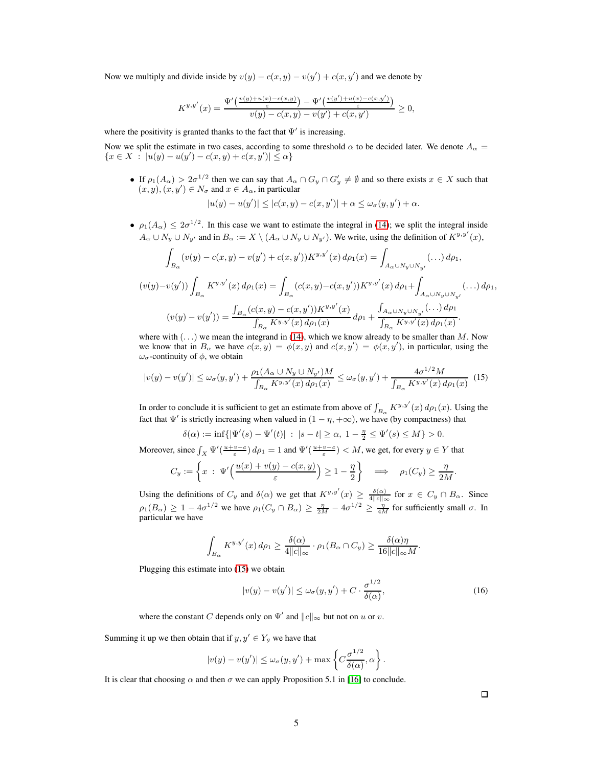Now we multiply and divide inside by $v(y) - c(x, y) - v(y') + c(x, y')$ and we denote by

$$K^{y,y'}(x) = \frac{\Psi'\big(\frac{v(y)+u(x)-c(x,y)}{\varepsilon}\big) - \Psi'\big(\frac{v(y')+u(x)-c(x,y')}{\varepsilon}\big)}{v(y) - c(x, y) - v(y') + c(x, y')} \geq 0,$$

where the positivity is granted thanks to the fact that $\Psi'$ is increasing.

Now we split the estimate in two cases, according to some threshold $\alpha$ to be decided later. We denote $A_\alpha = \{x \in X \ : \ |u(y) - u(y') - c(x, y) + c(x, y')| \leq \alpha\}$

- If $\rho_1(A_\alpha) > 2\sigma^{1/2}$ then we can say that $A_\alpha \cap G_y \cap G'_y \neq \emptyset$ and so there exists $x \in X$ such that $(x, y), (x, y') \in N_\sigma$ and $x \in A_\alpha$, in particular

$$|u(y) - u(y')| \leq |c(x, y) - c(x, y')| + \alpha \leq \omega_\sigma(y, y') + \alpha.$$

- $\rho_1(A_\alpha) \leq 2\sigma^{1/2}$. In this case we want to estimate the integral in (14); we split the integral inside $A_\alpha \cup N_y \cup N_{y'}$ and in $B_\alpha := X \setminus (A_\alpha \cup N_y \cup N_{y'})$. We write, using the definition of $K^{y,y'}(x)$,

$$\int_{B_\alpha} (v(y) - c(x, y) - v(y') + c(x, y'))K^{y,y'}(x)\, d\rho_1(x) = \int_{A_\alpha \cup N_y \cup N_{y'}} (\ldots)\, d\rho_1,$$

$$(v(y)-v(y')) \int_{B_\alpha} K^{y,y'}(x)\, d\rho_1(x) = \int_{B_\alpha} (c(x, y)-c(x, y'))K^{y,y'}(x)\, d\rho_1 + \int_{A_\alpha \cup N_y \cup N_{y'}} (\ldots)\, d\rho_1,$$

$$(v(y) - v(y')) = \frac{\int_{B_\alpha} (c(x, y) - c(x, y'))K^{y,y'}(x)}{\int_{B_\alpha} K^{y,y'}(x)\, d\rho_1(x)}\, d\rho_1 + \frac{\int_{A_\alpha \cup N_y \cup N_{y'}} (\ldots)\, d\rho_1}{\int_{B_\alpha} K^{y,y'}(x)\, d\rho_1(x)}.$$

where with $(\ldots)$ we mean the integrand in (14), which we know already to be smaller than $M$. Now we know that in $B_\alpha$ we have $c(x, y) = \phi(x, y)$ and $c(x, y') = \phi(x, y')$, in particular, using the $\omega_\sigma$-continuity of $\phi$, we obtain

$$|v(y) - v(y')| \leq \omega_\sigma(y, y') + \frac{\rho_1(A_\alpha \cup N_y \cup N_{y'})M}{\int_{B_\alpha} K^{y,y'}(x)\, d\rho_1(x)} \leq \omega_\sigma(y, y') + \frac{4\sigma^{1/2}M}{\int_{B_\alpha} K^{y,y'}(x)\, d\rho_1(x)} \quad (15)$$

In order to conclude it is sufficient to get an estimate from above of $\int_{B_\alpha} K^{y,y'}(x)\, d\rho_1(x)$. Using the fact that $\Psi'$ is strictly increasing when valued in $(1 - \eta, +\infty)$, we have (by compactness) that

$$\delta(\alpha) := \inf\{|\Psi'(s) - \Psi'(t)| \ : \ |s - t| \geq \alpha,\ 1 - \tfrac{\eta}{2} \leq \Psi'(s) \leq M\} > 0.$$

Moreover, since $\int_X \Psi'(\frac{u+v-c}{\varepsilon})\, d\rho_1 = 1$ and $\Psi'(\frac{u+v-c}{\varepsilon}) < M$, we get, for every $y \in Y$ that

$$C_y := \left\{x \ : \ \Psi'\Big(\frac{u(x) + v(y) - c(x, y)}{\varepsilon}\Big) \geq 1 - \frac{\eta}{2}\right\} \quad \Longrightarrow \quad \rho_1(C_y) \geq \frac{\eta}{2M}.$$

Using the definitions of $C_y$ and $\delta(\alpha)$ we get that $K^{y,y'}(x) \geq \frac{\delta(\alpha)}{4\|c\|_\infty}$ for $x \in C_y \cap B_\alpha$. Since $\rho_1(B_\alpha) \geq 1 - 4\sigma^{1/2}$ we have $\rho_1(C_y \cap B_\alpha) \geq \frac{\eta}{2M} - 4\sigma^{1/2} \geq \frac{\eta}{4M}$ for sufficiently small $\sigma$. In particular we have

$$\int_{B_\alpha} K^{y,y'}(x)\, d\rho_1 \geq \frac{\delta(\alpha)}{4\|c\|_\infty} \cdot \rho_1(B_\alpha \cap C_y) \geq \frac{\delta(\alpha)\eta}{16\|c\|_\infty M}.$$

Plugging this estimate into (15) we obtain

$$|v(y) - v(y')| \leq \omega_\sigma(y, y') + C \cdot \frac{\sigma^{1/2}}{\delta(\alpha)}, \quad (16)$$

where the constant $C$ depends only on $\Psi'$ and $\|c\|_\infty$ but not on $u$ or $v$.

Summing it up we then obtain that if $y, y' \in Y_g$ we have that

$$|v(y) - v(y')| \leq \omega_\sigma(y, y') + \max\left\{C\frac{\sigma^{1/2}}{\delta(\alpha)}, \alpha\right\}.$$

It is clear that choosing $\alpha$ and then $\sigma$ we can apply Proposition 5.1 in [16] to conclude.

□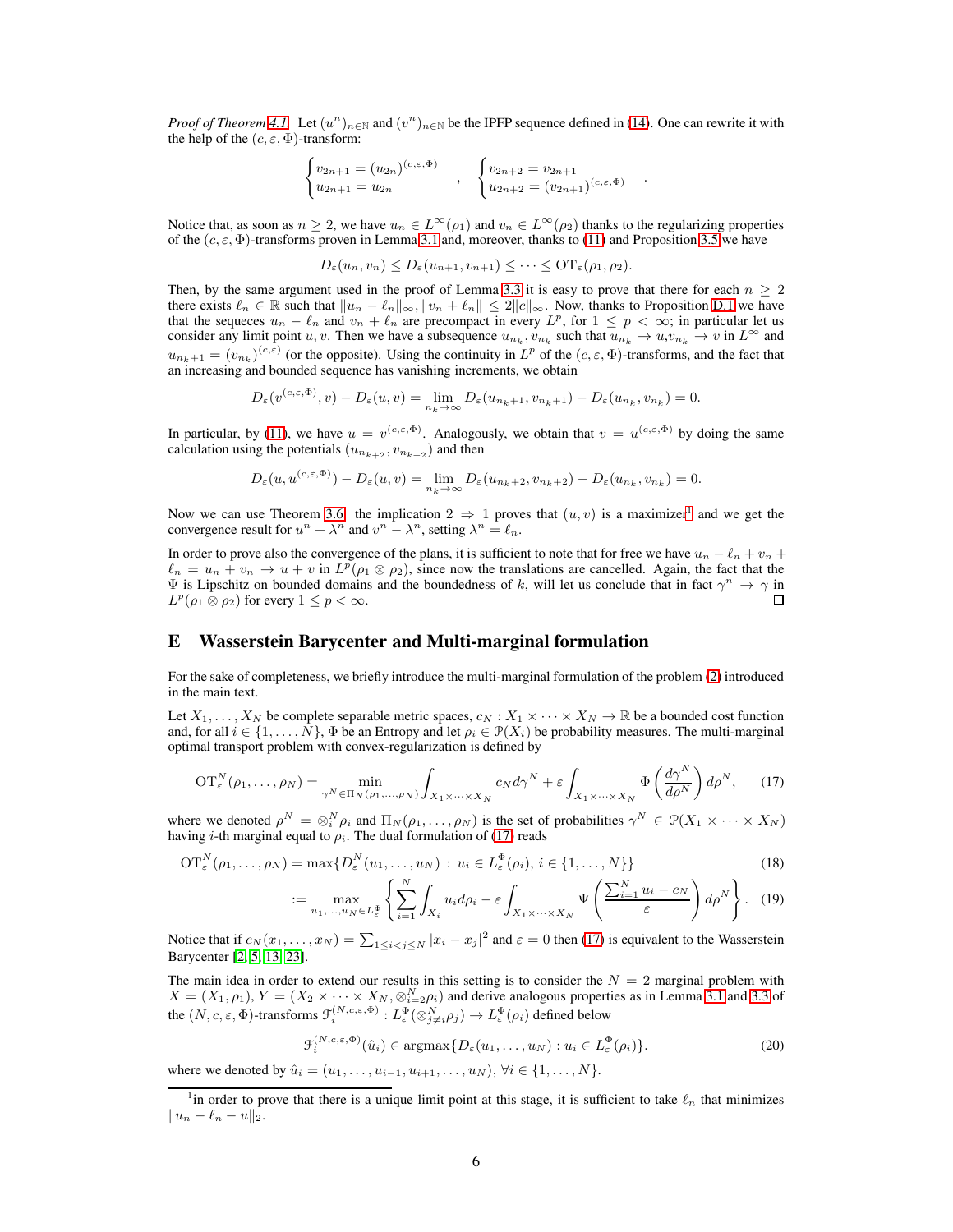*Proof of Theorem 4.1.* Let $(u^n)_{n\in\mathbb{N}}$ and $(v^n)_{n\in\mathbb{N}}$ be the IPFP sequence defined in (14). One can rewrite it with the help of the $(c, \varepsilon, \Phi)$-transform:

$$
\begin{cases} v_{2n+1} = (u_{2n})^{(c,\varepsilon,\Phi)} \\ u_{2n+1} = u_{2n} \end{cases} , \quad \begin{cases} v_{2n+2} = v_{2n+1} \\ u_{2n+2} = (v_{2n+1})^{(c,\varepsilon,\Phi)} \end{cases} .
$$

Notice that, as soon as $n \geq 2$, we have $u_n \in L^\infty(\rho_1)$ and $v_n \in L^\infty(\rho_2)$ thanks to the regularizing properties of the $(c, \varepsilon, \Phi)$-transforms proven in Lemma 3.1 and, moreover, thanks to (11) and Proposition 3.5 we have

$$
D_\varepsilon(u_n, v_n) \leq D_\varepsilon(u_{n+1}, v_{n+1}) \leq \cdots \leq \mathrm{OT}_\varepsilon(\rho_1, \rho_2).
$$

Then, by the same argument used in the proof of Lemma 3.3 it is easy to prove that there for each $n \geq 2$ there exists $\ell_n \in \mathbb{R}$ such that $\|u_n - \ell_n\|_\infty, \|v_n + \ell_n\| \leq 2\|c\|_\infty$. Now, thanks to Proposition D.1 we have that the sequeces $u_n - \ell_n$ and $v_n + \ell_n$ are precompact in every $L^p$, for $1 \leq p < \infty$; in particular let us consider any limit point $u, v$. Then we have a subsequence $u_{n_k}, v_{n_k}$ such that $u_{n_k} \to u, v_{n_k} \to v$ in $L^\infty$ and $u_{n_k+1} = (v_{n_k})^{(c,\varepsilon)}$ (or the opposite). Using the continuity in $L^p$ of the $(c, \varepsilon, \Phi)$-transforms, and the fact that an increasing and bounded sequence has vanishing increments, we obtain

$$
D_\varepsilon(v^{(c,\varepsilon,\Phi)}, v) - D_\varepsilon(u, v) = \lim_{n_k \to \infty} D_\varepsilon(u_{n_k+1}, v_{n_k+1}) - D_\varepsilon(u_{n_k}, v_{n_k}) = 0.
$$

In particular, by (11), we have $u = v^{(c,\varepsilon,\Phi)}$. Analogously, we obtain that $v = u^{(c,\varepsilon,\Phi)}$ by doing the same calculation using the potentials $(u_{n_k+2}, v_{n_k+2})$ and then

$$
D_\varepsilon(u, u^{(c,\varepsilon,\Phi)}) - D_\varepsilon(u, v) = \lim_{n_k \to \infty} D_\varepsilon(u_{n_k+2}, v_{n_k+2}) - D_\varepsilon(u_{n_k}, v_{n_k}) = 0.
$$

Now we can use Theorem 3.6, the implication $2 \Rightarrow 1$ proves that $(u, v)$ is a maximizer[1] and we get the convergence result for $u^n + \lambda^n$ and $v^n - \lambda^n$, setting $\lambda^n = \ell_n$.

In order to prove also the convergence of the plans, it is sufficient to note that for free we have $u_n - \ell_n + v_n + \ell_n = u_n + v_n \to u + v$ in $L^p(\rho_1 \otimes \rho_2)$, since now the translations are cancelled. Again, the fact that the $\Psi$ is Lipschitz on bounded domains and the boundedness of $k$, will let us conclude that in fact $\gamma^n \to \gamma$ in $L^p(\rho_1 \otimes \rho_2)$ for every $1 \leq p < \infty$. ☐

## E Wasserstein Barycenter and Multi-marginal formulation

For the sake of completeness, we briefly introduce the multi-marginal formulation of the problem (2) introduced in the main text.

Let $X_1, \ldots, X_N$ be complete separable metric spaces, $c_N : X_1 \times \cdots \times X_N \to \mathbb{R}$ be a bounded cost function and, for all $i \in \{1, \ldots, N\}$, $\Phi$ be an Entropy and let $\rho_i \in \mathcal{P}(X_i)$ be probability measures. The multi-marginal optimal transport problem with convex-regularization is defined by

$$
\mathrm{OT}^N_\varepsilon(\rho_1, \ldots, \rho_N) = \min_{\gamma^N \in \Pi_N(\rho_1, \ldots, \rho_N)} \int_{X_1 \times \cdots \times X_N} c_N d\gamma^N + \varepsilon \int_{X_1 \times \cdots \times X_N} \Phi\left(\frac{d\gamma^N}{d\rho^N}\right) d\rho^N, \tag{17}
$$

where we denoted $\rho^N = \otimes_i^N \rho_i$ and $\Pi_N(\rho_1, \ldots, \rho_N)$ is the set of probabilities $\gamma^N \in \mathcal{P}(X_1 \times \cdots \times X_N)$ having $i$-th marginal equal to $\rho_i$. The dual formulation of (17) reads

$$
\mathrm{OT}^N_\varepsilon(\rho_1, \ldots, \rho_N) = \max\{D^N_\varepsilon(u_1, \ldots, u_N) : u_i \in L^\Phi_\varepsilon(\rho_i),\, i \in \{1, \ldots, N\}\} \tag{18}
$$

$$
:= \max_{u_1, \ldots, u_N \in L^\Phi_\varepsilon} \left\{ \sum_{i=1}^N \int_{X_i} u_i d\rho_i - \varepsilon \int_{X_1 \times \cdots \times X_N} \Psi\left(\frac{\sum_{i=1}^N u_i - c_N}{\varepsilon}\right) d\rho^N \right\}. \tag{19}
$$

Notice that if $c_N(x_1, \ldots, x_N) = \sum_{1 \leq i < j \leq N} |x_i - x_j|^2$ and $\varepsilon = 0$ then (17) is equivalent to the Wasserstein Barycenter [2, 5, 13, 23].

The main idea in order to extend our results in this setting is to consider the $N = 2$ marginal problem with $X = (X_1, \rho_1)$, $Y = (X_2 \times \cdots \times X_N, \otimes_{i=2}^N \rho_i)$ and derive analogous properties as in Lemma 3.1 and 3.3 of the $(N, c, \varepsilon, \Phi)$-transforms $\mathcal{F}^{(N,c,\varepsilon,\Phi)}_i : L^\Phi_\varepsilon(\otimes^N_{j \neq i} \rho_j) \to L^\Phi_\varepsilon(\rho_i)$ defined below

$$
\mathcal{F}^{(N,c,\varepsilon,\Phi)}_i(\hat{u}_i) \in \mathrm{argmax}\{D_\varepsilon(u_1, \ldots, u_N) : u_i \in L^\Phi_\varepsilon(\rho_i)\}. \tag{20}
$$

where we denoted by $\hat{u}_i = (u_1, \ldots, u_{i-1}, u_{i+1}, \ldots, u_N)$, $\forall i \in \{1, \ldots, N\}$.

---

[1] in order to prove that there is a unique limit point at this stage, it is sufficient to take $\ell_n$ that minimizes $\|u_n - \ell_n - u\|_2$.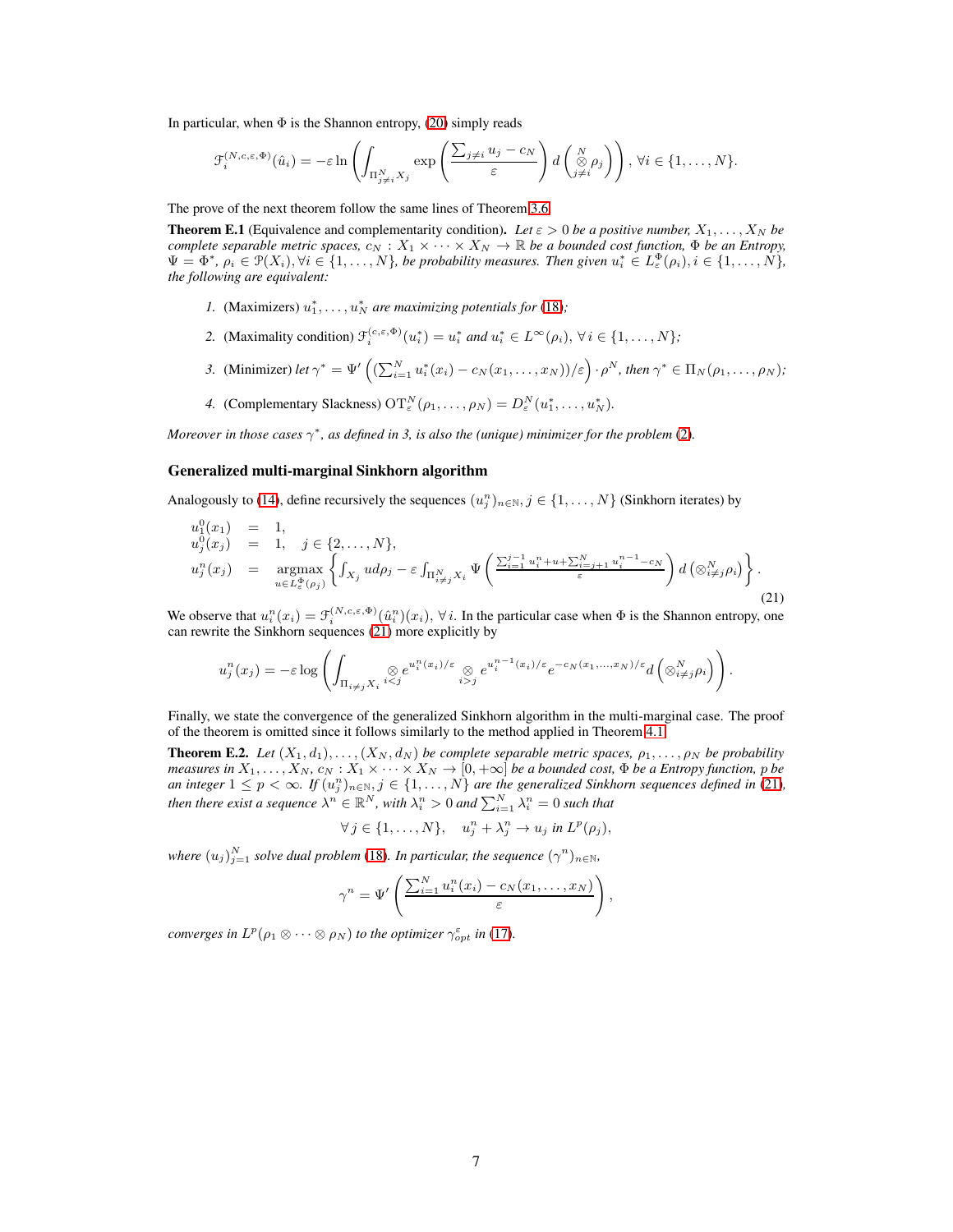In particular, when $\Phi$ is the Shannon entropy, (20) simply reads

$$\mathcal{F}_i^{(N,c,\varepsilon,\Phi)}(\hat{u}_i) = -\varepsilon \ln \left( \int_{\Pi_{j\neq i}^N X_j} \exp\left( \frac{\sum_{j\neq i} u_j - c_N}{\varepsilon} \right) d\left( \underset{j\neq i}{\overset{N}{\otimes}} \rho_j \right) \right), \; \forall i \in \{1,\dots,N\}.$$

The prove of the next theorem follow the same lines of Theorem 3.6.

**Theorem E.1** (Equivalence and complementarity condition)**.** *Let $\varepsilon > 0$ be a positive number, $X_1,\dots,X_N$ be complete separable metric spaces, $c_N : X_1 \times \cdots \times X_N \to \mathbb{R}$ be a bounded cost function, $\Phi$ be an Entropy, $\Psi = \Phi^*$, $\rho_i \in \mathcal{P}(X_i), \forall i \in \{1,\dots,N\}$, be probability measures. Then given $u_i^* \in L_\varepsilon^\Phi(\rho_i), i \in \{1,\dots,N\}$, the following are equivalent:*

1. (Maximizers) *$u_1^*,\dots,u_N^*$ are maximizing potentials for (18);*
2. (Maximality condition) *$\mathcal{F}_i^{(c,\varepsilon,\Phi)}(u_i^*) = u_i^*$ and $u_i^* \in L^\infty(\rho_i)$, $\forall\, i \in \{1,\dots,N\}$;*
3. (Minimizer) *let $\gamma^* = \Psi'\left( (\sum_{i=1}^N u_i^*(x_i) - c_N(x_1,\dots,x_N))/\varepsilon \right) \cdot \rho^N$, then $\gamma^* \in \Pi_N(\rho_1,\dots,\rho_N)$;*
4. (Complementary Slackness) $\mathrm{OT}_\varepsilon^N(\rho_1,\dots,\rho_N) = D_\varepsilon^N(u_1^*,\dots,u_N^*)$.

*Moreover in those cases $\gamma^*$, as defined in 3, is also the (unique) minimizer for the problem (2).*

### Generalized multi-marginal Sinkhorn algorithm

Analogously to (14), define recursively the sequences $(u_j^n)_{n\in\mathbb{N}}, j \in \{1,\dots,N\}$ (Sinkhorn iterates) by

$$\begin{aligned}
u_1^0(x_1) &= 1, \\
u_j^0(x_j) &= 1, \quad j \in \{2,\dots,N\}, \\
u_j^n(x_j) &= \underset{u\in L_\varepsilon^\Phi(\rho_j)}{\operatorname{argmax}} \left\{ \int_{X_j} u\,d\rho_j - \varepsilon \int_{\Pi_{i\neq j}^N X_i} \Psi\left( \frac{\sum_{i=1}^{j-1} u_i^n + u + \sum_{i=j+1}^N u_i^{n-1} - c_N}{\varepsilon} \right) d\left( \otimes_{i\neq j}^N \rho_i \right) \right\}.
\end{aligned} \tag{21}$$

We observe that $u_i^n(x_i) = \mathcal{F}_i^{(N,c,\varepsilon,\Phi)}(\hat{u}_i^n)(x_i)$, $\forall\, i$. In the particular case when $\Phi$ is the Shannon entropy, one can rewrite the Sinkhorn sequences (21) more explicitly by

$$u_j^n(x_j) = -\varepsilon \log \left( \int_{\Pi_{i\neq j} X_i} \underset{i<j}{\otimes} e^{u_i^n(x_i)/\varepsilon} \underset{i>j}{\otimes} e^{u_i^{n-1}(x_i)/\varepsilon} e^{-c_N(x_1,\dots,x_N)/\varepsilon} d\left( \otimes_{i\neq j}^N \rho_i \right) \right).$$

Finally, we state the convergence of the generalized Sinkhorn algorithm in the multi-marginal case. The proof of the theorem is omitted since it follows similarly to the method applied in Theorem 4.1.

**Theorem E.2.** *Let $(X_1,d_1),\dots,(X_N,d_N)$ be complete separable metric spaces, $\rho_1,\dots,\rho_N$ be probability measures in $X_1,\dots,X_N$, $c_N : X_1 \times \cdots \times X_N \to [0,+\infty]$ be a bounded cost, $\Phi$ be a Entropy function, $p$ be an integer $1 \leq p < \infty$. If $(u_j^n)_{n\in\mathbb{N}}, j \in \{1,\dots,N\}$ are the generalized Sinkhorn sequences defined in (21), then there exist a sequence $\lambda^n \in \mathbb{R}^N$, with $\lambda_i^n > 0$ and $\sum_{i=1}^N \lambda_i^n = 0$ such that*

$$\forall\, j \in \{1,\dots,N\}, \quad u_j^n + \lambda_j^n \to u_j \text{ in } L^p(\rho_j),$$

*where $(u_j)_{j=1}^N$ solve dual problem (18). In particular, the sequence $(\gamma^n)_{n\in\mathbb{N}}$,*

$$\gamma^n = \Psi'\left( \frac{\sum_{i=1}^N u_i^n(x_i) - c_N(x_1,\dots,x_N)}{\varepsilon} \right),$$

*converges in $L^p(\rho_1 \otimes \cdots \otimes \rho_N)$ to the optimizer $\gamma_{opt}^\varepsilon$ in (17).*